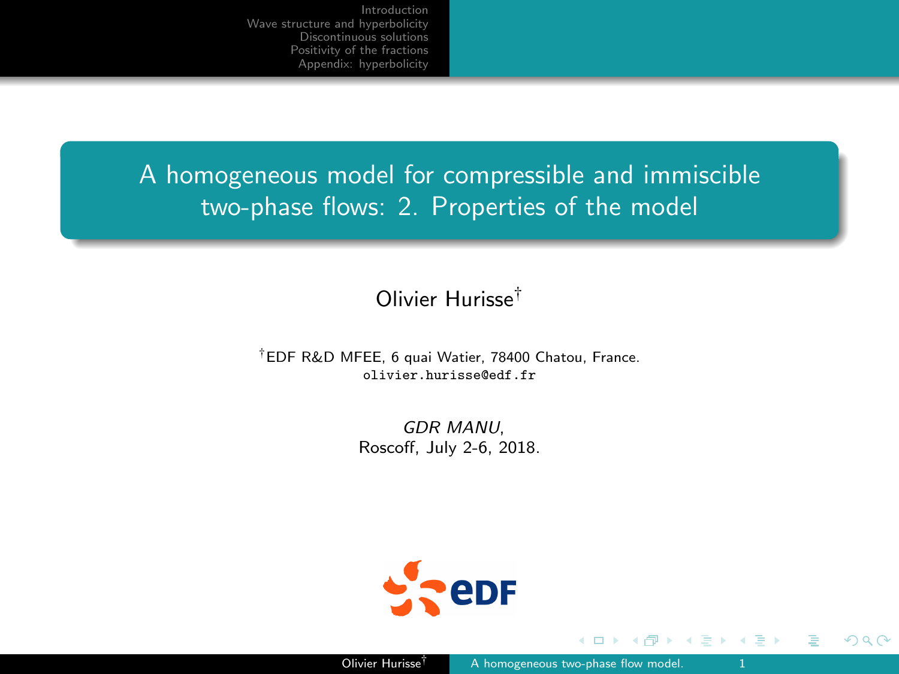# A homogeneous model for compressible and immiscible two-phase flows: 2. Properties of the model

Olivier Hurisse[†]

[†]EDF R&D MFEE, 6 quai Watier, 78400 Chatou, France.
olivier.hurisse@edf.fr

*GDR MANU*,
Roscoff, July 2-6, 2018.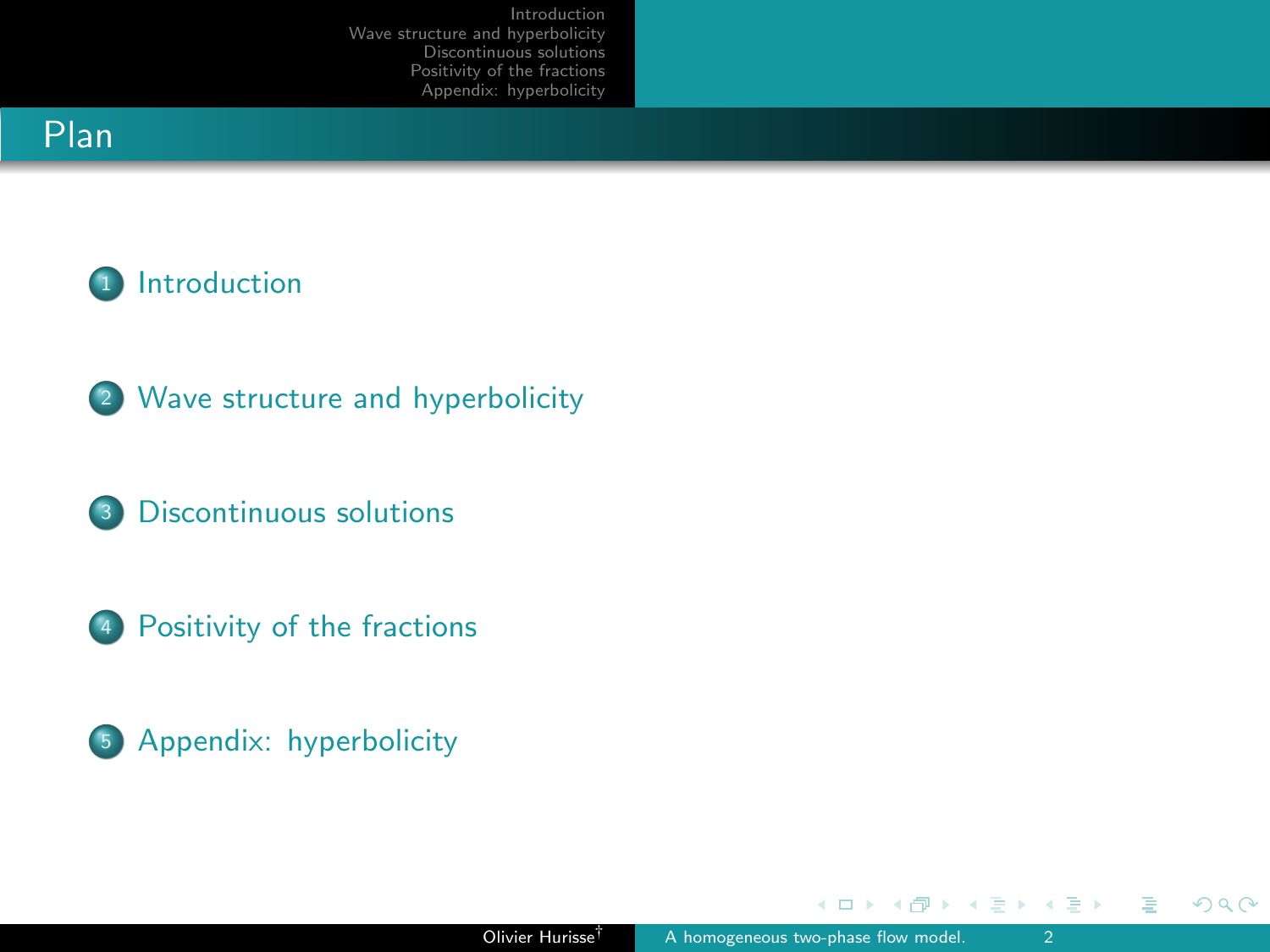# Plan

1. Introduction
2. Wave structure and hyperbolicity
3. Discontinuous solutions
4. Positivity of the fractions
5. Appendix: hyperbolicity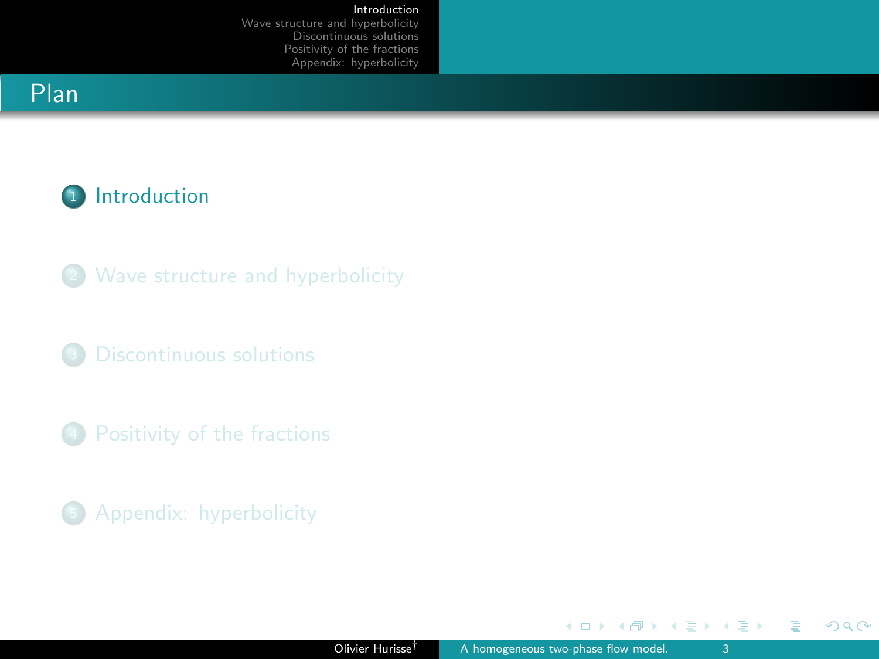# Plan

1. Introduction
2. Wave structure and hyperbolicity
3. Discontinuous solutions
4. Positivity of the fractions
5. Appendix: hyperbolicity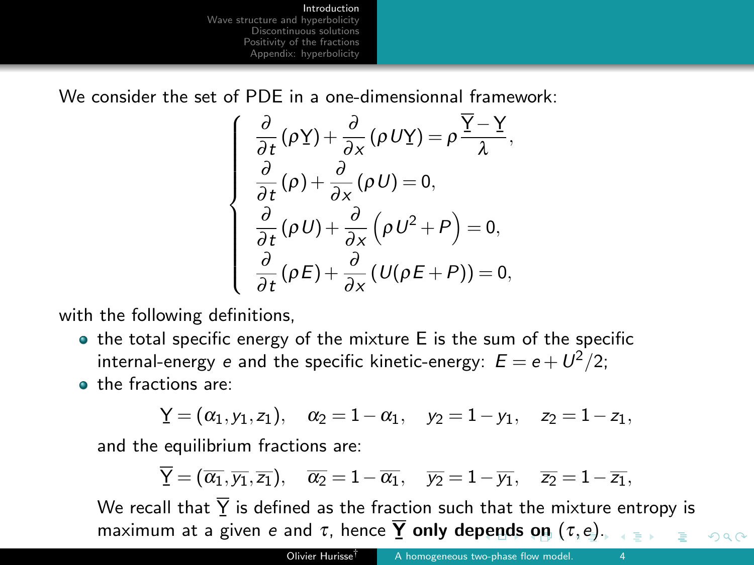We consider the set of PDE in a one-dimensionnal framework:

$$
\left\{
\begin{array}{l}
\dfrac{\partial}{\partial t}(\rho \underline{\mathrm{Y}}) + \dfrac{\partial}{\partial x}(\rho U \underline{\mathrm{Y}}) = \rho \dfrac{\overline{\underline{\mathrm{Y}}} - \underline{\mathrm{Y}}}{\lambda}, \\
\dfrac{\partial}{\partial t}(\rho) + \dfrac{\partial}{\partial x}(\rho U) = 0, \\
\dfrac{\partial}{\partial t}(\rho U) + \dfrac{\partial}{\partial x}\left(\rho U^2 + P\right) = 0, \\
\dfrac{\partial}{\partial t}(\rho E) + \dfrac{\partial}{\partial x}(U(\rho E + P)) = 0,
\end{array}
\right.
$$

with the following definitions,

- the total specific energy of the mixture E is the sum of the specific internal-energy $e$ and the specific kinetic-energy: $E = e + U^2/2$;
- the fractions are:

  $$\underline{\mathrm{Y}} = (\alpha_1, y_1, z_1), \quad \alpha_2 = 1 - \alpha_1, \quad y_2 = 1 - y_1, \quad z_2 = 1 - z_1,$$

  and the equilibrium fractions are:

  $$\overline{\underline{\mathrm{Y}}} = (\overline{\alpha_1}, \overline{y_1}, \overline{z_1}), \quad \overline{\alpha_2} = 1 - \overline{\alpha_1}, \quad \overline{y_2} = 1 - \overline{y_1}, \quad \overline{z_2} = 1 - \overline{z_1},$$

  We recall that $\overline{\underline{\mathrm{Y}}}$ is defined as the fraction such that the mixture entropy is maximum at a given $e$ and $\tau$, hence $\overline{\underline{\mathbf{Y}}}$ **only depends on** $(\tau, e)$.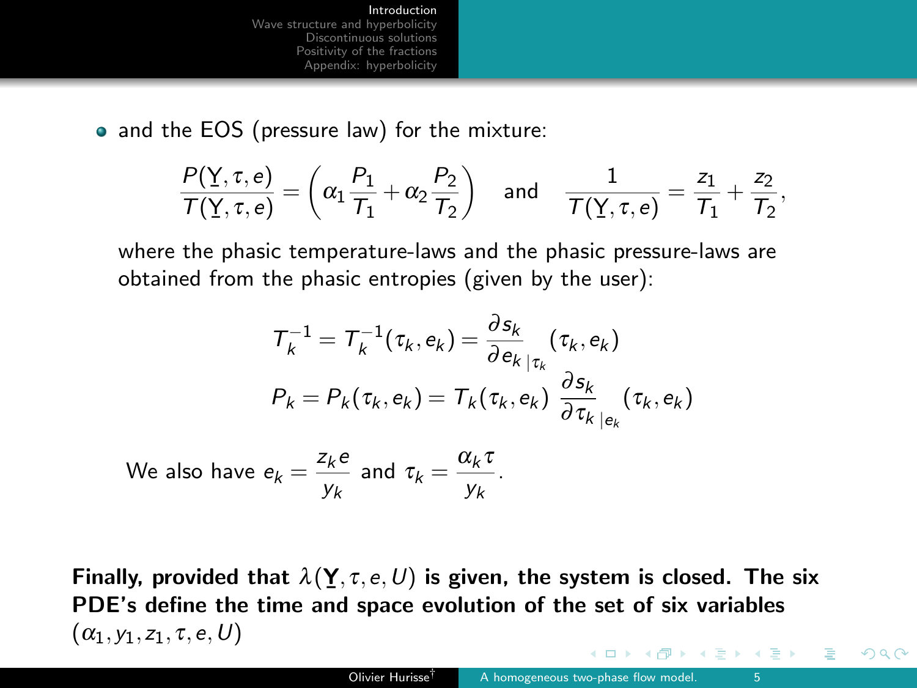- and the EOS (pressure law) for the mixture:

$$\frac{P(\underline{Y},\tau,e)}{T(\underline{Y},\tau,e)} = \left(\alpha_1 \frac{P_1}{T_1} + \alpha_2 \frac{P_2}{T_2}\right) \quad \text{and} \quad \frac{1}{T(\underline{Y},\tau,e)} = \frac{z_1}{T_1} + \frac{z_2}{T_2},$$

where the phasic temperature-laws and the phasic pressure-laws are obtained from the phasic entropies (given by the user):

$$T_k^{-1} = T_k^{-1}(\tau_k, e_k) = \frac{\partial s_k}{\partial e_k}_{|\tau_k}(\tau_k, e_k)$$

$$P_k = P_k(\tau_k, e_k) = T_k(\tau_k, e_k)\ \frac{\partial s_k}{\partial \tau_k}_{|e_k}(\tau_k, e_k)$$

We also have $e_k = \dfrac{z_k e}{y_k}$ and $\tau_k = \dfrac{\alpha_k \tau}{y_k}$.

**Finally, provided that $\lambda(\underline{\mathbf{Y}},\tau,e,U)$ is given, the system is closed. The six PDE's define the time and space evolution of the set of six variables $(\alpha_1, y_1, z_1, \tau, e, U)$**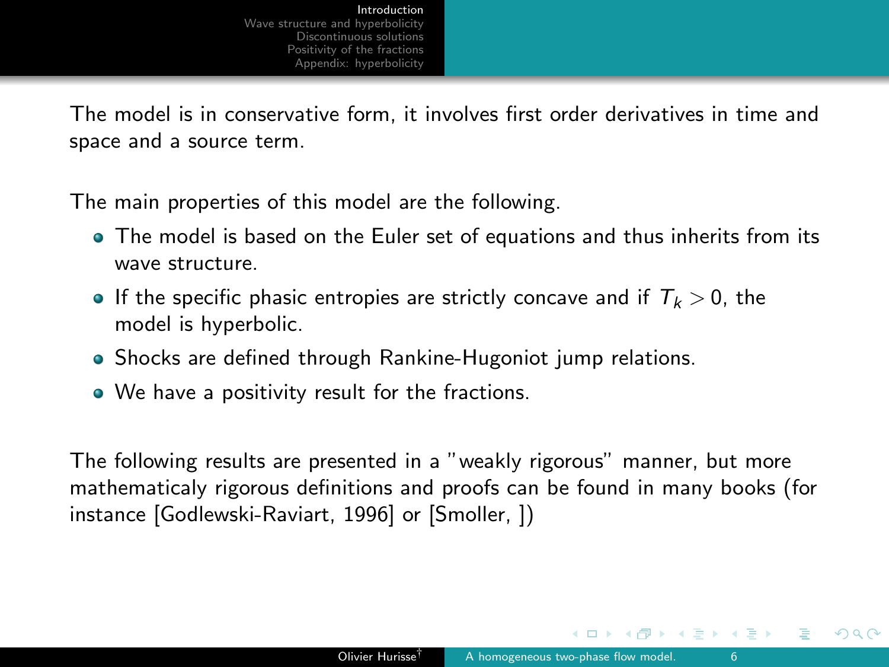The model is in conservative form, it involves first order derivatives in time and space and a source term.

The main properties of this model are the following.

- The model is based on the Euler set of equations and thus inherits from its wave structure.
- If the specific phasic entropies are strictly concave and if $T_k > 0$, the model is hyperbolic.
- Shocks are defined through Rankine-Hugoniot jump relations.
- We have a positivity result for the fractions.

The following results are presented in a "weakly rigorous" manner, but more mathematicaly rigorous definitions and proofs can be found in many books (for instance [Godlewski-Raviart, 1996] or [Smoller, ])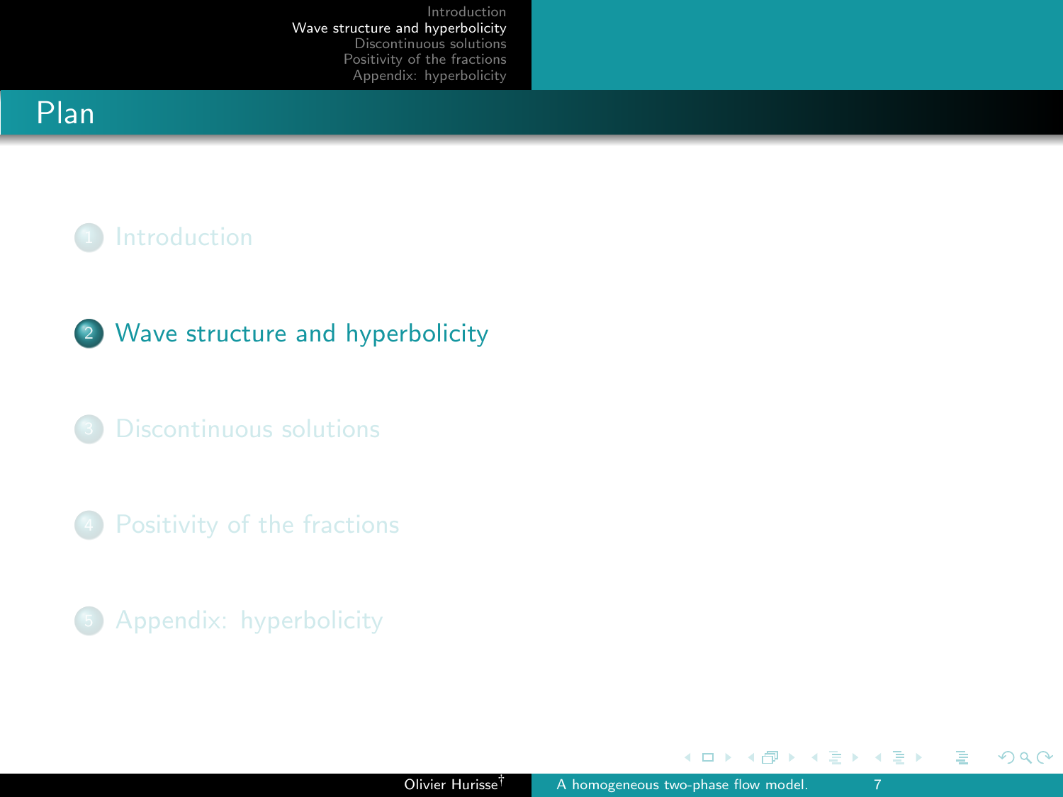## Plan

1. Introduction
2. Wave structure and hyperbolicity
3. Discontinuous solutions
4. Positivity of the fractions
5. Appendix: hyperbolicity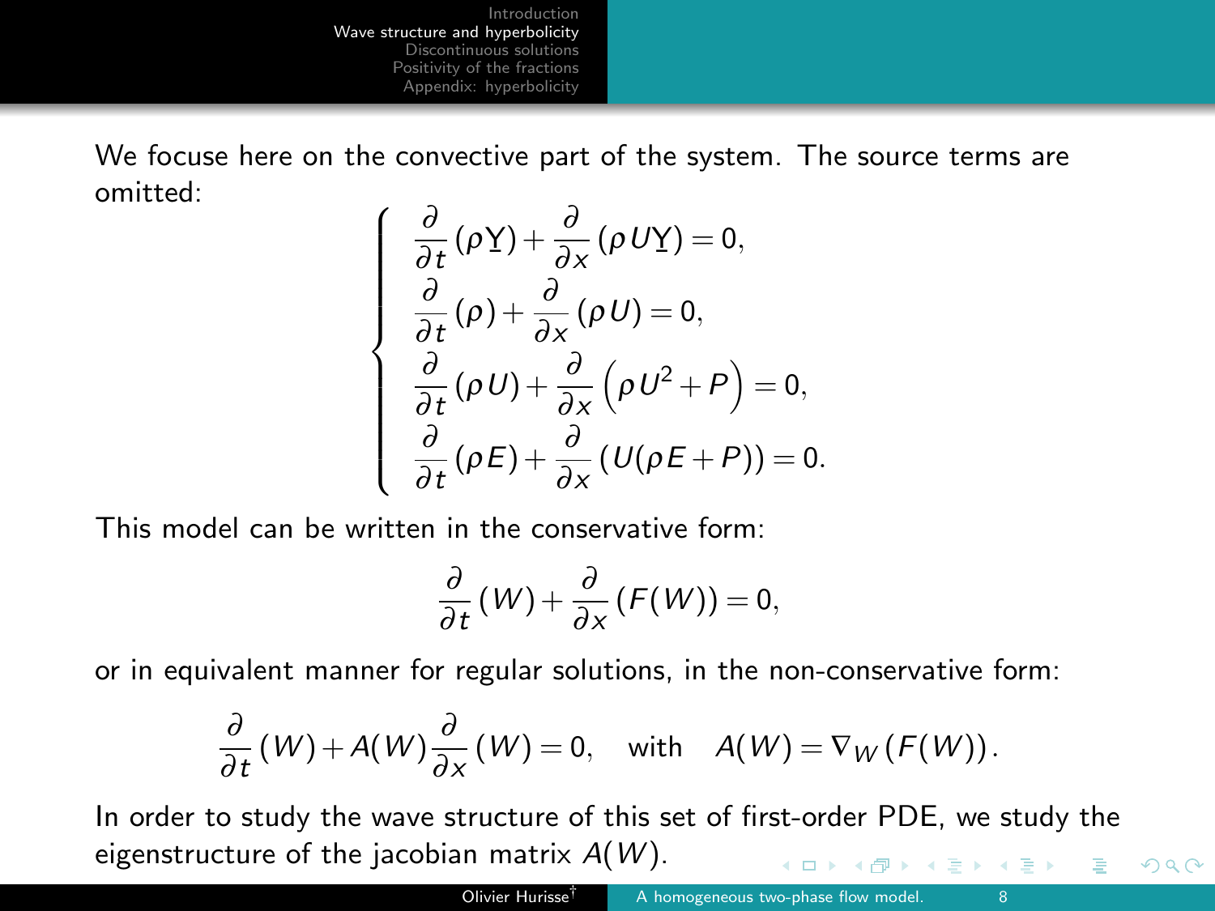We focuse here on the convective part of the system. The source terms are omitted:

$$
\begin{cases}
\dfrac{\partial}{\partial t}(\rho \underline{Y}) + \dfrac{\partial}{\partial x}(\rho U \underline{Y}) = 0, \\
\dfrac{\partial}{\partial t}(\rho) + \dfrac{\partial}{\partial x}(\rho U) = 0, \\
\dfrac{\partial}{\partial t}(\rho U) + \dfrac{\partial}{\partial x}\left(\rho U^2 + P\right) = 0, \\
\dfrac{\partial}{\partial t}(\rho E) + \dfrac{\partial}{\partial x}(U(\rho E + P)) = 0.
\end{cases}
$$

This model can be written in the conservative form:

$$
\frac{\partial}{\partial t}(W) + \frac{\partial}{\partial x}(F(W)) = 0,
$$

or in equivalent manner for regular solutions, in the non-conservative form:

$$
\frac{\partial}{\partial t}(W) + A(W)\frac{\partial}{\partial x}(W) = 0, \quad \text{with} \quad A(W) = \nabla_W (F(W)).
$$

In order to study the wave structure of this set of first-order PDE, we study the eigenstructure of the jacobian matrix $A(W)$.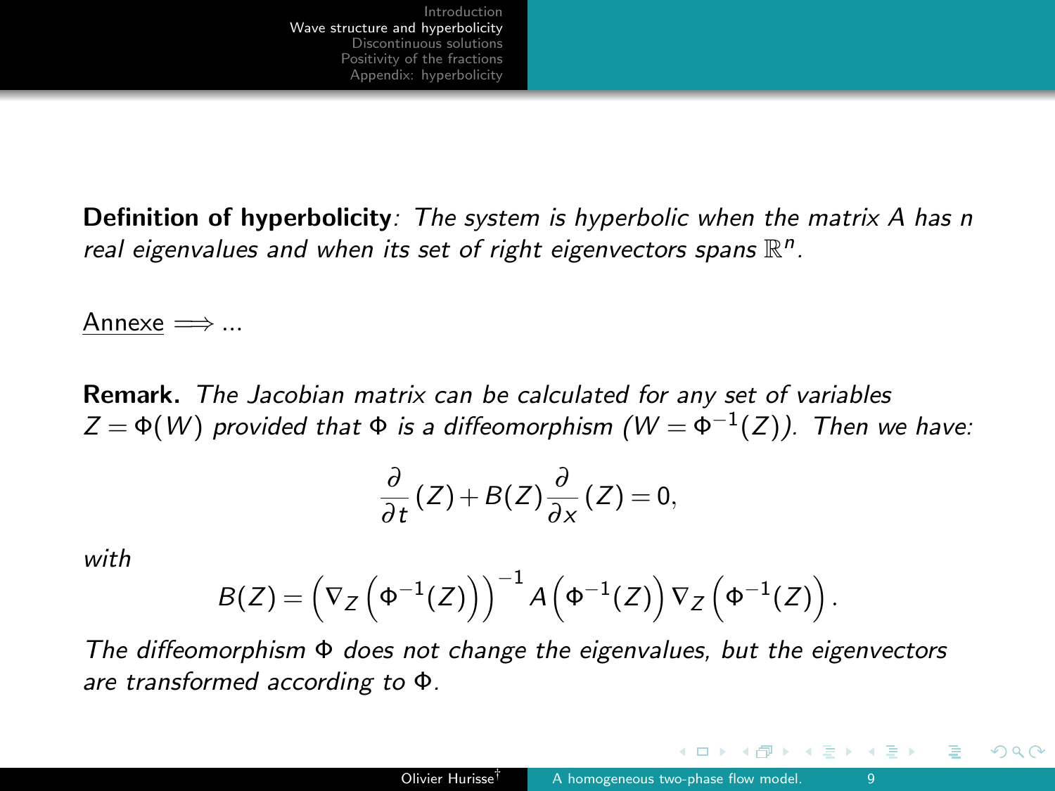**Definition of hyperbolicity**: *The system is hyperbolic when the matrix $A$ has $n$ real eigenvalues and when its set of right eigenvectors spans $\mathbb{R}^n$.*

Annexe $\Longrightarrow$ ...

**Remark.** *The Jacobian matrix can be calculated for any set of variables $Z = \Phi(W)$ provided that $\Phi$ is a diffeomorphism ($W = \Phi^{-1}(Z)$). Then we have:*

$$\frac{\partial}{\partial t}(Z) + B(Z)\frac{\partial}{\partial x}(Z) = 0,$$

*with*

$$B(Z) = \left(\nabla_Z\left(\Phi^{-1}(Z)\right)\right)^{-1} A\left(\Phi^{-1}(Z)\right)\nabla_Z\left(\Phi^{-1}(Z)\right).$$

*The diffeomorphism $\Phi$ does not change the eigenvalues, but the eigenvectors are transformed according to $\Phi$.*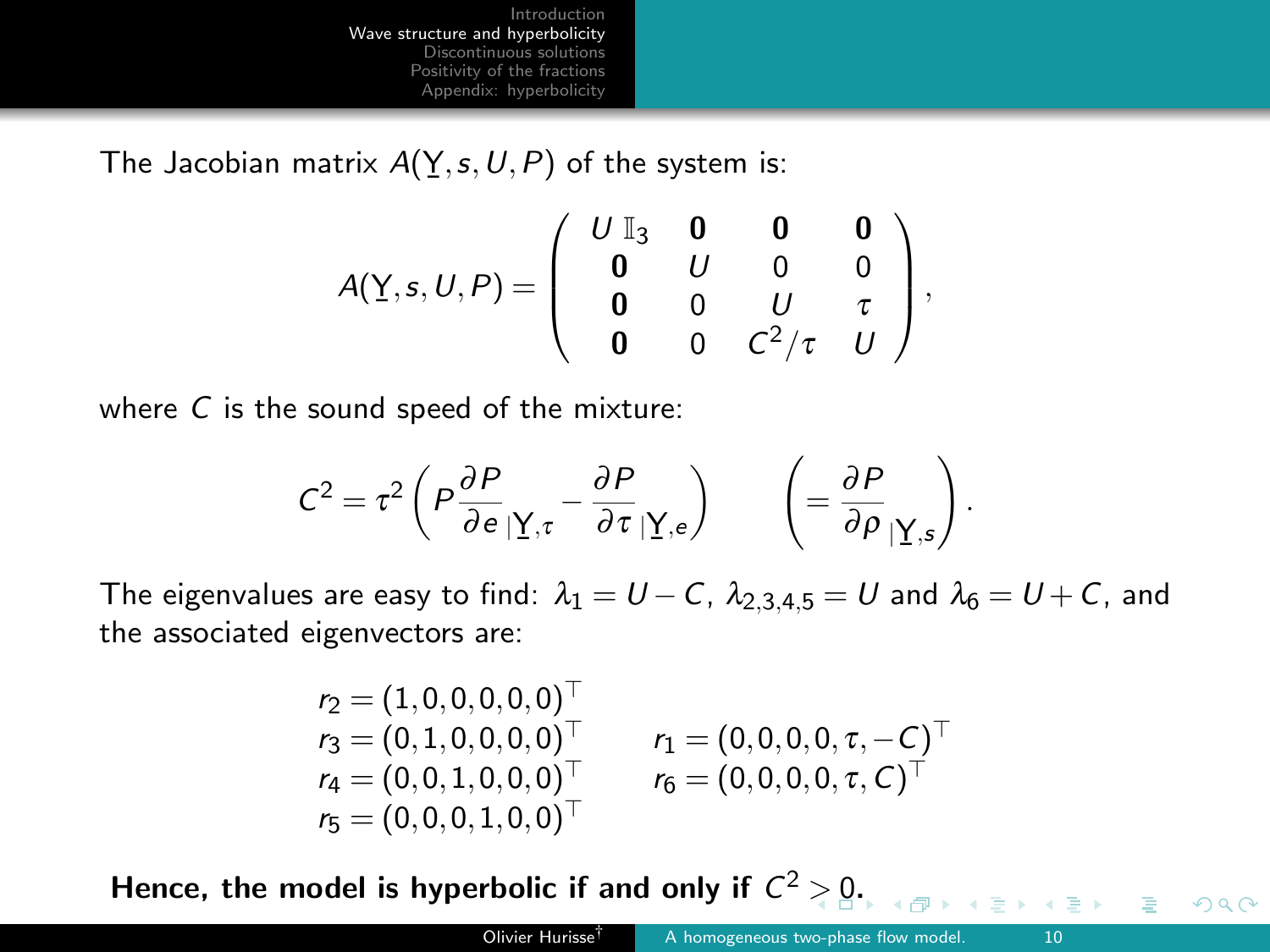The Jacobian matrix $A(\underline{Y}, s, U, P)$ of the system is:

$$
A(\underline{Y}, s, U, P) = \begin{pmatrix} U\,\mathbb{I}_3 & \mathbf{0} & \mathbf{0} & \mathbf{0} \\ \mathbf{0} & U & 0 & 0 \\ \mathbf{0} & 0 & U & \tau \\ \mathbf{0} & 0 & C^2/\tau & U \end{pmatrix},
$$

where $C$ is the sound speed of the mixture:

$$
C^2 = \tau^2 \left( P \frac{\partial P}{\partial e}_{|\underline{Y},\tau} - \frac{\partial P}{\partial \tau}_{|\underline{Y},e} \right) \qquad \left( = \frac{\partial P}{\partial \rho}_{|\underline{Y},s} \right).
$$

The eigenvalues are easy to find: $\lambda_1 = U - C$, $\lambda_{2,3,4,5} = U$ and $\lambda_6 = U + C$, and the associated eigenvectors are:

$$
\begin{aligned}
r_2 &= (1,0,0,0,0,0)^\top \\
r_3 &= (0,1,0,0,0,0)^\top \\
r_4 &= (0,0,1,0,0,0)^\top \\
r_5 &= (0,0,0,1,0,0)^\top
\end{aligned}
\qquad
\begin{aligned}
r_1 &= (0,0,0,0,\tau,-C)^\top \\
r_6 &= (0,0,0,0,\tau,C)^\top
\end{aligned}
$$

**Hence, the model is hyperbolic if and only if $C^2 > 0$.**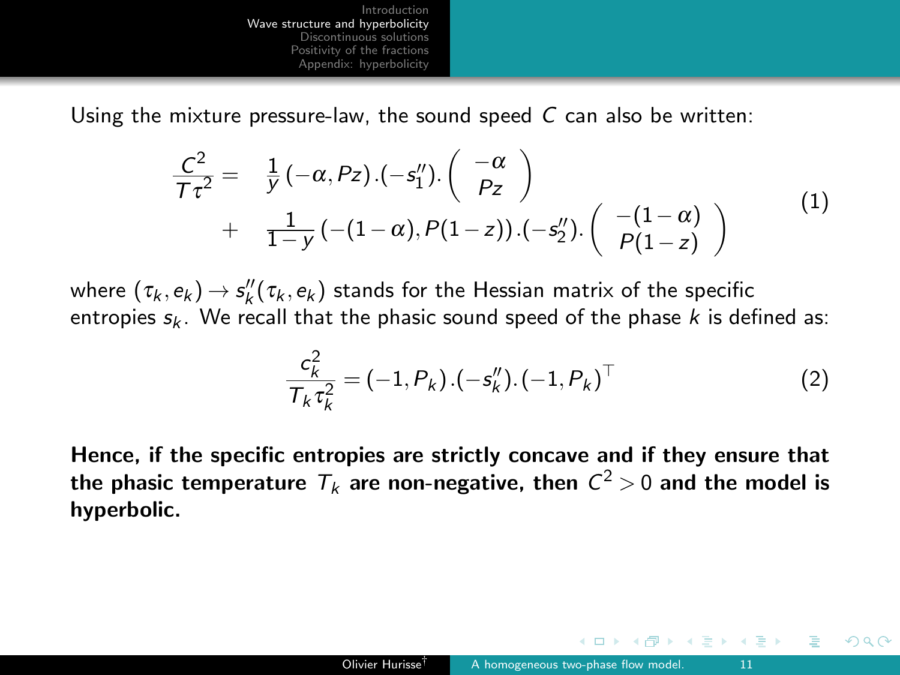Using the mixture pressure-law, the sound speed $C$ can also be written:

$$
\begin{aligned}
\frac{C^2}{T\tau^2} = & \quad \frac{1}{y}\,(-\alpha, Pz).(-s_1'').\begin{pmatrix} -\alpha \\ Pz \end{pmatrix} \\
& + \quad \frac{1}{1-y}\,(-(1-\alpha), P(1-z)).(-s_2'').\begin{pmatrix} -(1-\alpha) \\ P(1-z) \end{pmatrix}
\end{aligned}
\tag{1}
$$

where $(\tau_k, e_k) \to s_k''(\tau_k, e_k)$ stands for the Hessian matrix of the specific entropies $s_k$. We recall that the phasic sound speed of the phase $k$ is defined as:

$$
\frac{c_k^2}{T_k \tau_k^2} = (-1, P_k).(-s_k'').(-1, P_k)^\top \tag{2}
$$

**Hence, if the specific entropies are strictly concave and if they ensure that the phasic temperature $T_k$ are non-negative, then $C^2 > 0$ and the model is hyperbolic.**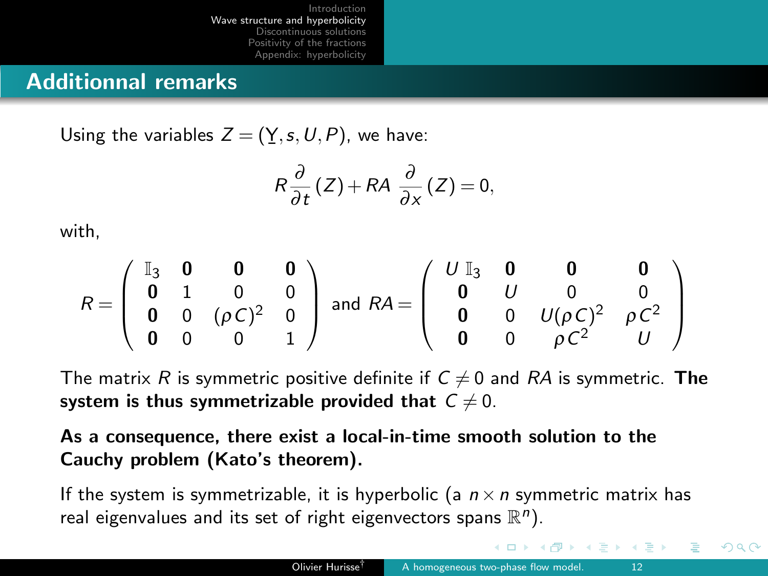## Additionnal remarks

Using the variables $Z = (\underline{Y}, s, U, P)$, we have:

$$R \frac{\partial}{\partial t}(Z) + RA \ \frac{\partial}{\partial x}(Z) = 0,$$

with,

$$R = \begin{pmatrix} \mathbb{I}_3 & \mathbf{0} & \mathbf{0} & \mathbf{0} \\ \mathbf{0} & 1 & 0 & 0 \\ \mathbf{0} & 0 & (\rho C)^2 & 0 \\ \mathbf{0} & 0 & 0 & 1 \end{pmatrix} \text{ and } RA = \begin{pmatrix} U \ \mathbb{I}_3 & \mathbf{0} & \mathbf{0} & \mathbf{0} \\ \mathbf{0} & U & 0 & 0 \\ \mathbf{0} & 0 & U(\rho C)^2 & \rho C^2 \\ \mathbf{0} & 0 & \rho C^2 & U \end{pmatrix}$$

The matrix $R$ is symmetric positive definite if $C \neq 0$ and $RA$ is symmetric. **The system is thus symmetrizable provided that** $C \neq 0$.

**As a consequence, there exist a local-in-time smooth solution to the Cauchy problem (Kato's theorem).**

If the system is symmetrizable, it is hyperbolic (a $n \times n$ symmetric matrix has real eigenvalues and its set of right eigenvectors spans $\mathbb{R}^n$).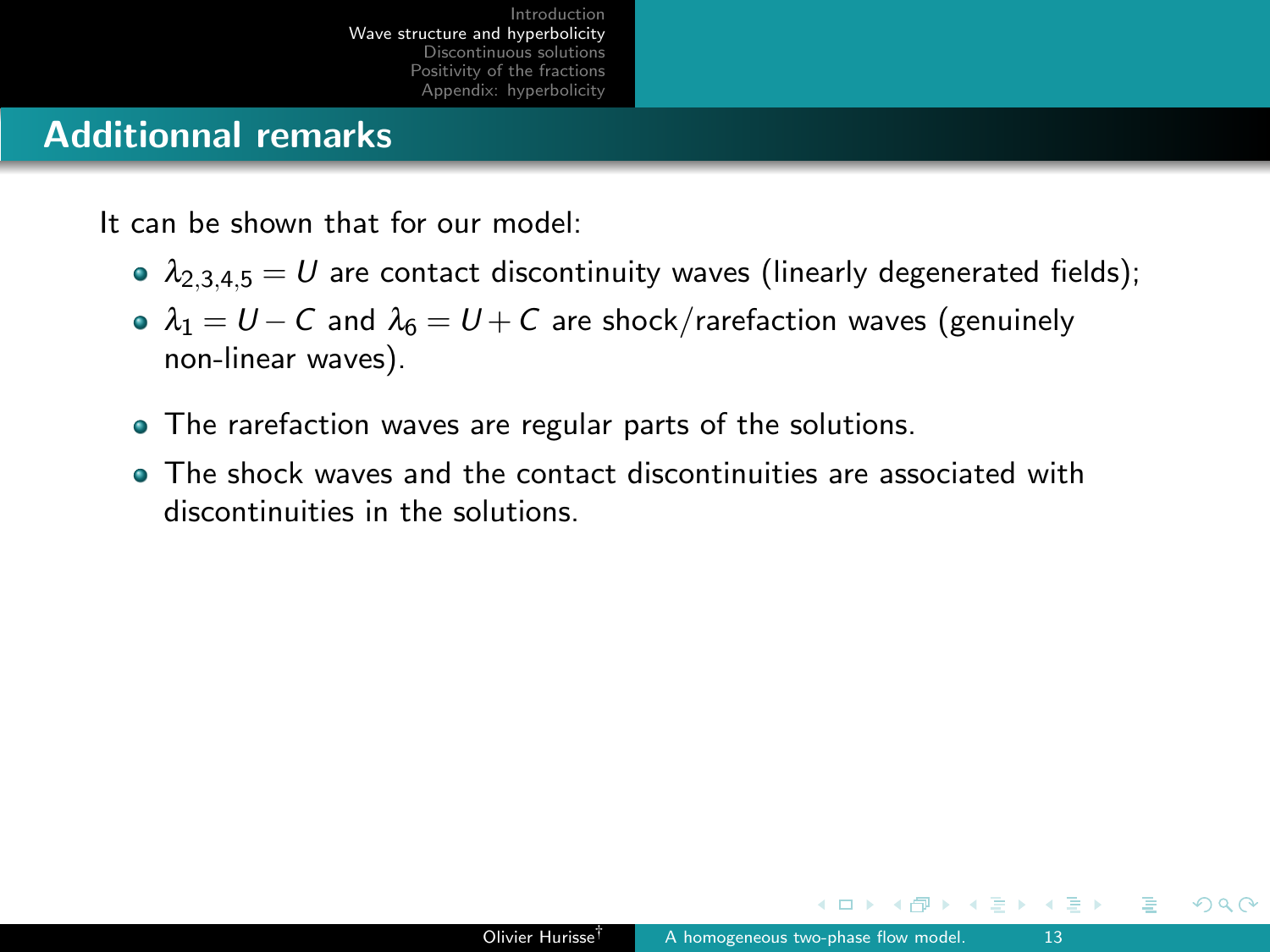## Additionnal remarks

It can be shown that for our model:

- $\lambda_{2,3,4,5} = U$ are contact discontinuity waves (linearly degenerated fields);
- $\lambda_1 = U - C$ and $\lambda_6 = U + C$ are shock/rarefaction waves (genuinely non-linear waves).

- The rarefaction waves are regular parts of the solutions.
- The shock waves and the contact discontinuities are associated with discontinuities in the solutions.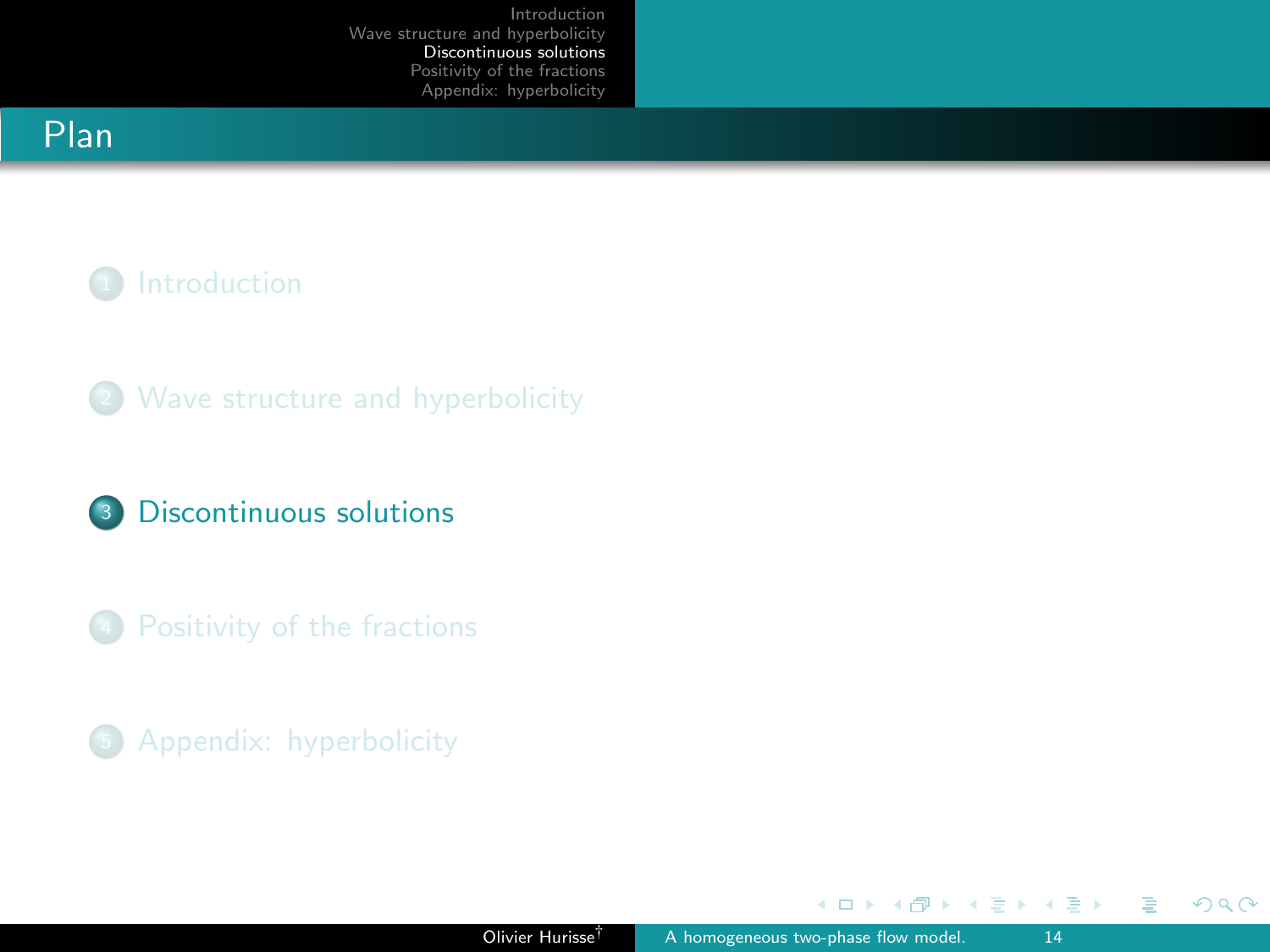## Plan

1. Introduction
2. Wave structure and hyperbolicity
3. Discontinuous solutions
4. Positivity of the fractions
5. Appendix: hyperbolicity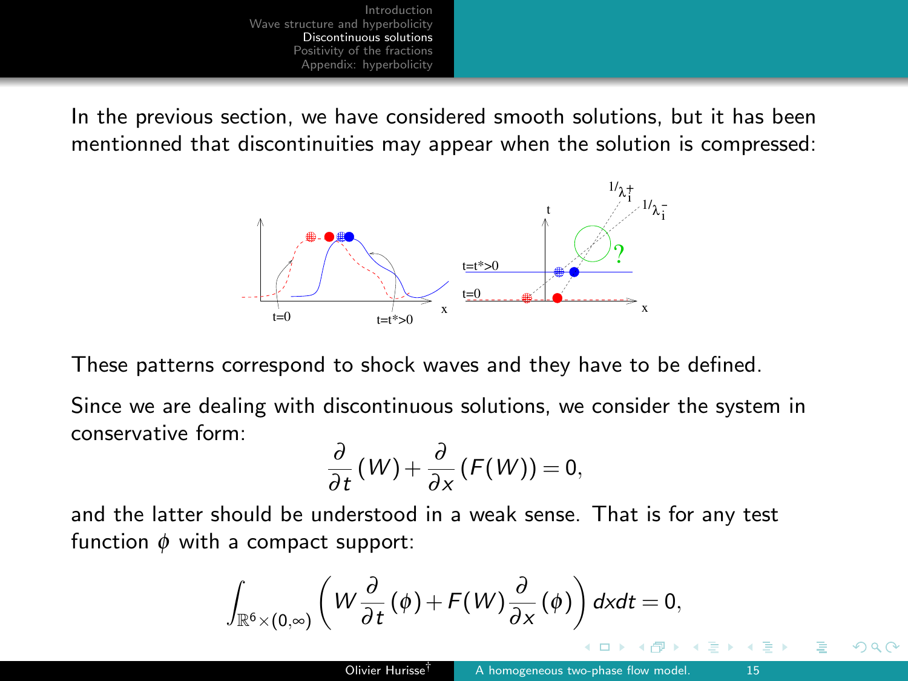In the previous section, we have considered smooth solutions, but it has been mentionned that discontinuities may appear when the solution is compressed:

These patterns correspond to shock waves and they have to be defined.

Since we are dealing with discontinuous solutions, we consider the system in conservative form:

$$\frac{\partial}{\partial t}(W) + \frac{\partial}{\partial x}(F(W)) = 0,$$

and the latter should be understood in a weak sense. That is for any test function $\phi$ with a compact support:

$$\int_{\mathbb{R}^6 \times (0,\infty)} \left( W \frac{\partial}{\partial t}(\phi) + F(W) \frac{\partial}{\partial x}(\phi) \right) dxdt = 0,$$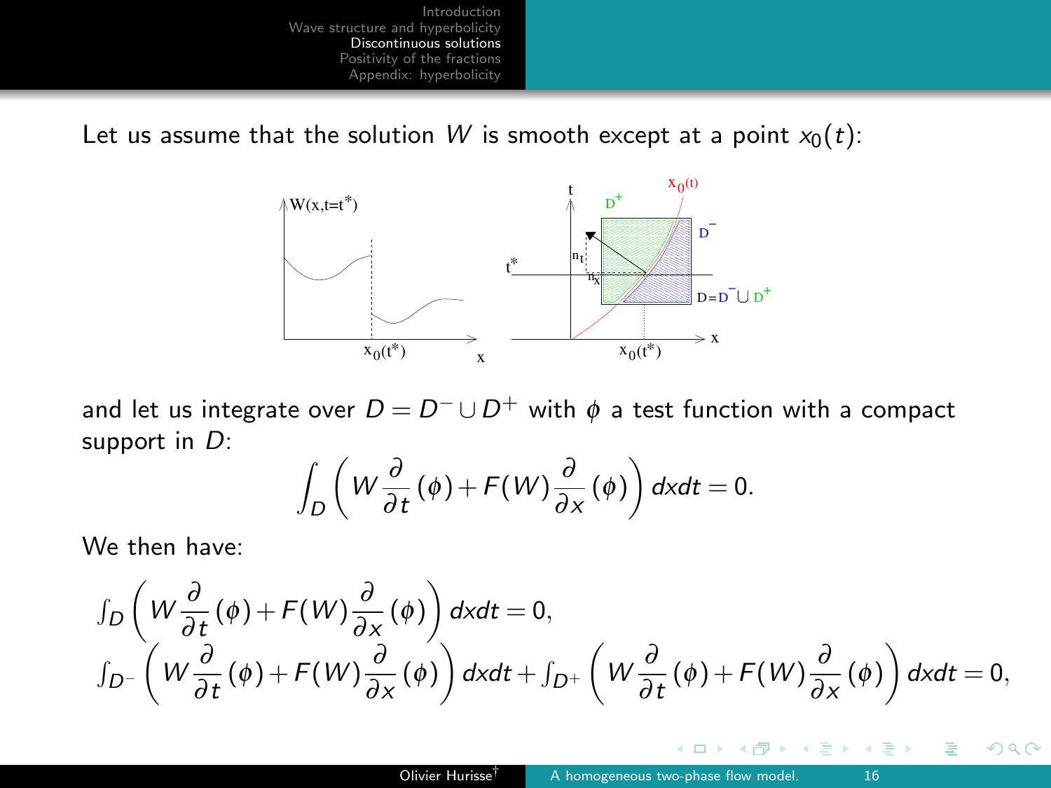Let us assume that the solution $W$ is smooth except at a point $x_0(t)$:

and let us integrate over $D = D^- \cup D^+$ with $\phi$ a test function with a compact support in $D$:

$$\int_D \left( W \frac{\partial}{\partial t}(\phi) + F(W) \frac{\partial}{\partial x}(\phi) \right) dxdt = 0.$$

We then have:

$$\int_D \left( W \frac{\partial}{\partial t}(\phi) + F(W) \frac{\partial}{\partial x}(\phi) \right) dxdt = 0,$$

$$\int_{D^-} \left( W \frac{\partial}{\partial t}(\phi) + F(W) \frac{\partial}{\partial x}(\phi) \right) dxdt + \int_{D^+} \left( W \frac{\partial}{\partial t}(\phi) + F(W) \frac{\partial}{\partial x}(\phi) \right) dxdt = 0,$$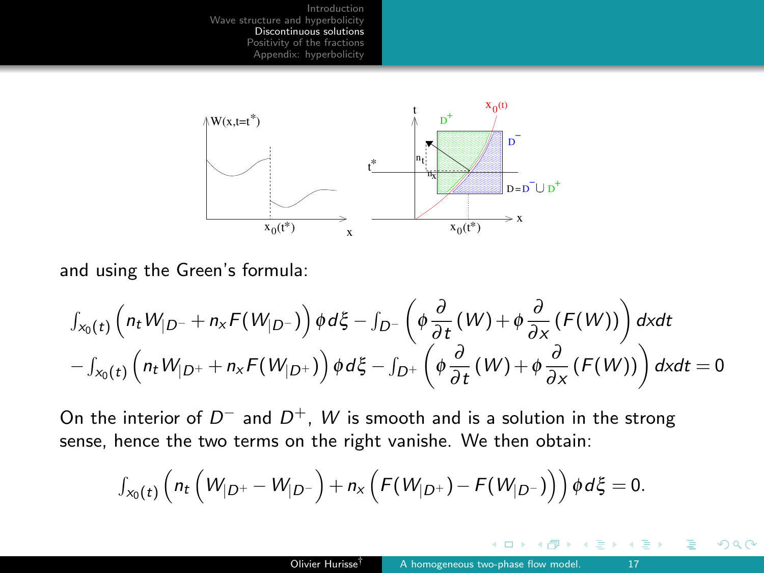and using the Green's formula:

$$\int_{x_0(t)} \left( n_t W_{|D^-} + n_x F(W_{|D^-}) \right) \phi \, d\xi - \int_{D^-} \left( \phi \frac{\partial}{\partial t}(W) + \phi \frac{\partial}{\partial x}(F(W)) \right) dxdt$$
$$- \int_{x_0(t)} \left( n_t W_{|D^+} + n_x F(W_{|D^+}) \right) \phi \, d\xi - \int_{D^+} \left( \phi \frac{\partial}{\partial t}(W) + \phi \frac{\partial}{\partial x}(F(W)) \right) dxdt = 0$$

On the interior of $D^-$ and $D^+$, $W$ is smooth and is a solution in the strong sense, hence the two terms on the right vanishe. We then obtain:

$$\int_{x_0(t)} \left( n_t \left( W_{|D^+} - W_{|D^-} \right) + n_x \left( F(W_{|D^+}) - F(W_{|D^-}) \right) \right) \phi \, d\xi = 0.$$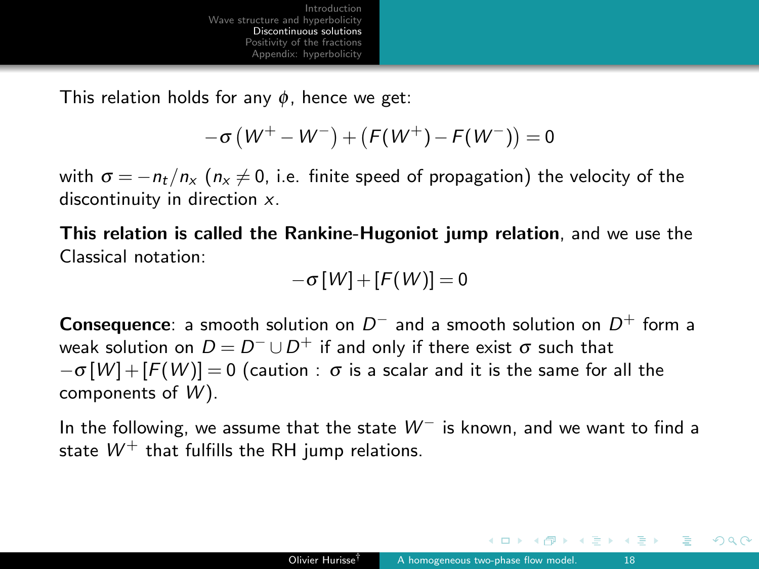This relation holds for any $\phi$, hence we get:

$$-\sigma\left(W^+ - W^-\right) + \left(F(W^+) - F(W^-)\right) = 0$$

with $\sigma = -n_t/n_x$ ($n_x \neq 0$, i.e. finite speed of propagation) the velocity of the discontinuity in direction $x$.

**This relation is called the Rankine-Hugoniot jump relation**, and we use the Classical notation:

$$-\sigma[W] + [F(W)] = 0$$

**Consequence**: a smooth solution on $D^-$ and a smooth solution on $D^+$ form a weak solution on $D = D^- \cup D^+$ if and only if there exist $\sigma$ such that $-\sigma[W] + [F(W)] = 0$ (caution : $\sigma$ is a scalar and it is the same for all the components of $W$).

In the following, we assume that the state $W^-$ is known, and we want to find a state $W^+$ that fulfills the RH jump relations.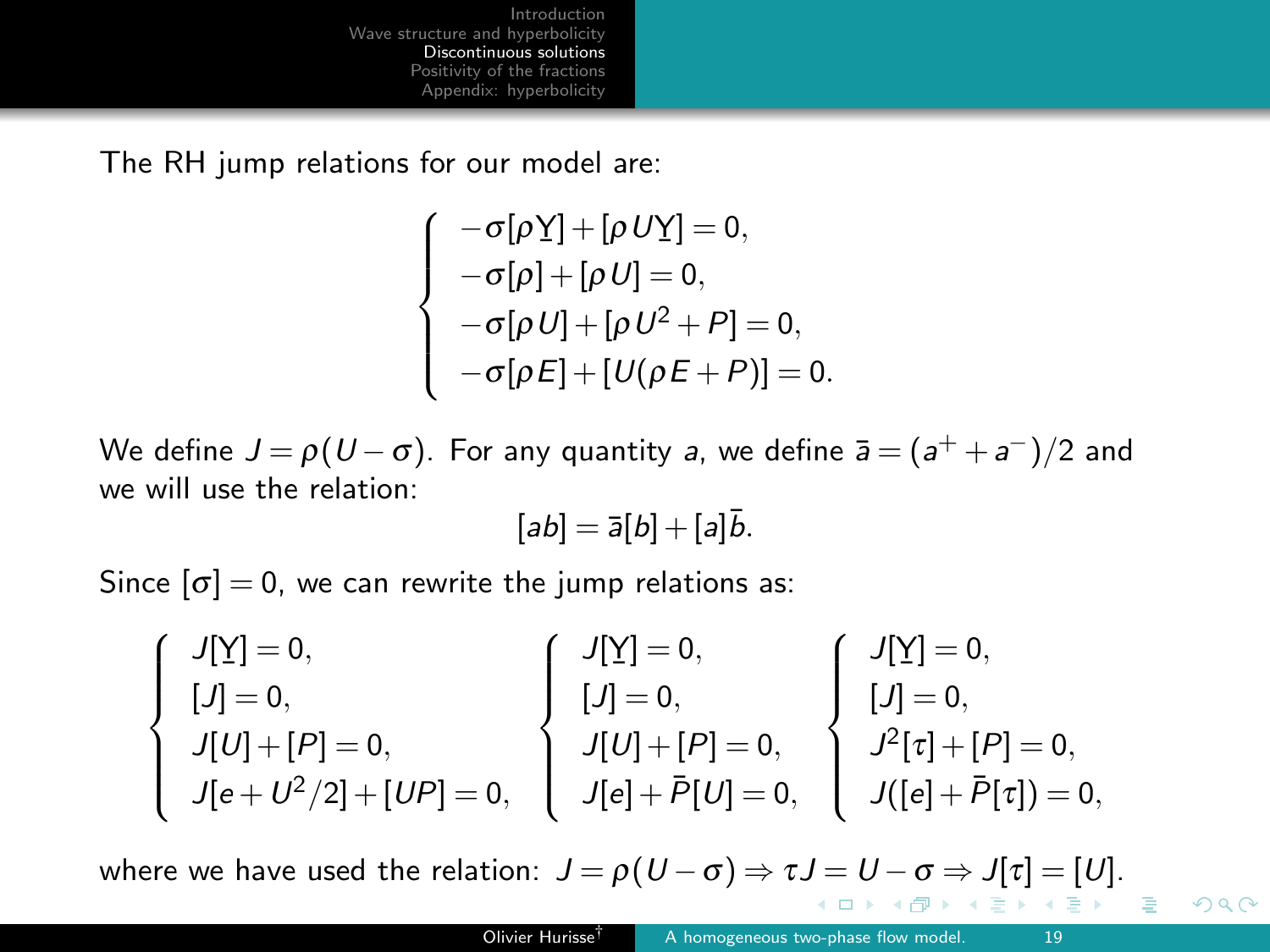The RH jump relations for our model are:

$$
\begin{cases}
-\sigma[\rho \underline{Y}] + [\rho U \underline{Y}] = 0, \\
-\sigma[\rho] + [\rho U] = 0, \\
-\sigma[\rho U] + [\rho U^2 + P] = 0, \\
-\sigma[\rho E] + [U(\rho E + P)] = 0.
\end{cases}
$$

We define $J = \rho(U - \sigma)$. For any quantity $a$, we define $\bar{a} = (a^+ + a^-)/2$ and we will use the relation:

$$
[ab] = \bar{a}[b] + [a]\bar{b}.
$$

Since $[\sigma] = 0$, we can rewrite the jump relations as:

$$
\begin{cases}
J[\underline{Y}] = 0, \\
[J] = 0, \\
J[U] + [P] = 0, \\
J[e + U^2/2] + [UP] = 0,
\end{cases}
\quad
\begin{cases}
J[\underline{Y}] = 0, \\
[J] = 0, \\
J[U] + [P] = 0, \\
J[e] + \bar{P}[U] = 0,
\end{cases}
\quad
\begin{cases}
J[\underline{Y}] = 0, \\
[J] = 0, \\
J^2[\tau] + [P] = 0, \\
J([e] + \bar{P}[\tau]) = 0,
\end{cases}
$$

where we have used the relation: $J = \rho(U - \sigma) \Rightarrow \tau J = U - \sigma \Rightarrow J[\tau] = [U]$.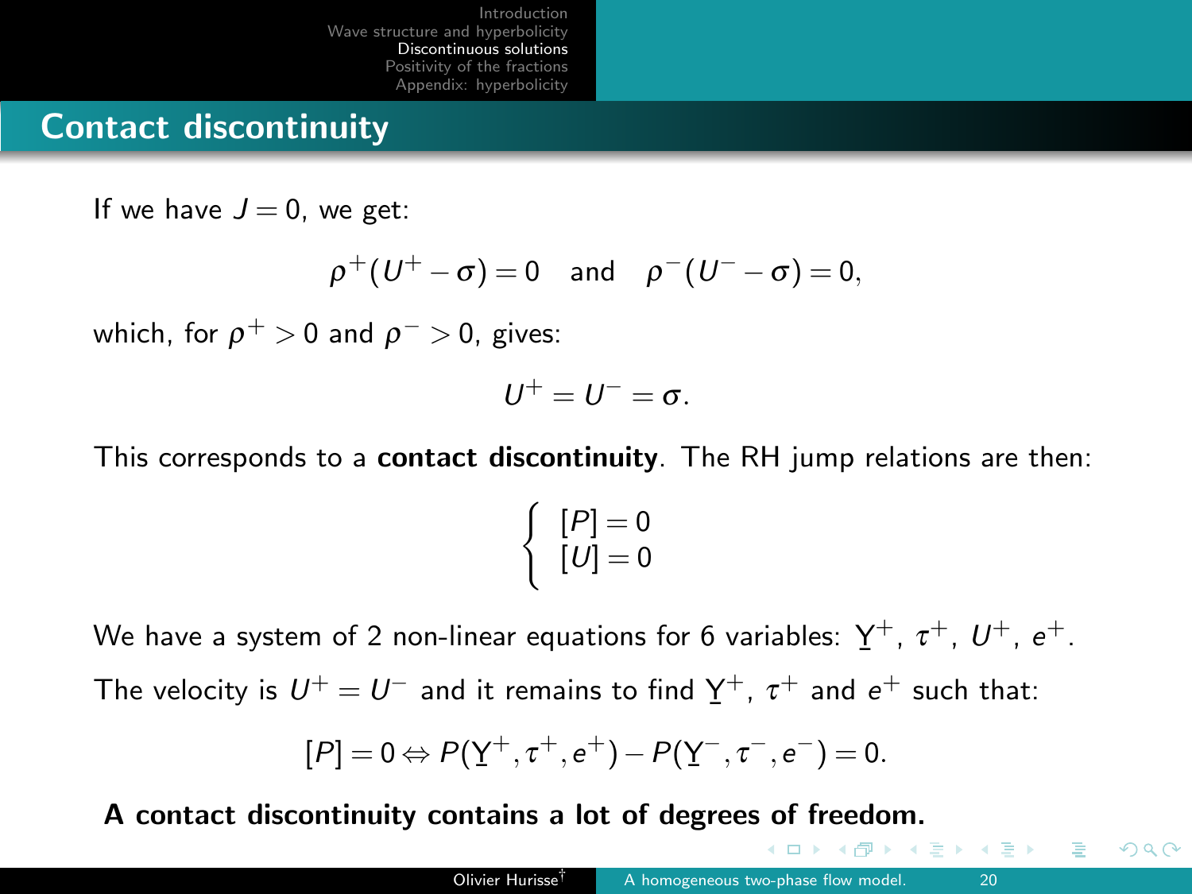## Contact discontinuity

If we have $J = 0$, we get:

$$\rho^+(U^+ - \sigma) = 0 \quad \text{and} \quad \rho^-(U^- - \sigma) = 0,$$

which, for $\rho^+ > 0$ and $\rho^- > 0$, gives:

$$U^+ = U^- = \sigma.$$

This corresponds to a **contact discontinuity**. The RH jump relations are then:

$$\begin{cases} [P] = 0 \\ [U] = 0 \end{cases}$$

We have a system of 2 non-linear equations for 6 variables: $\underline{Y}^+$, $\tau^+$, $U^+$, $e^+$.

The velocity is $U^+ = U^-$ and it remains to find $\underline{Y}^+$, $\tau^+$ and $e^+$ such that:

$$[P] = 0 \Leftrightarrow P(\underline{Y}^+, \tau^+, e^+) - P(\underline{Y}^-, \tau^-, e^-) = 0.$$

**A contact discontinuity contains a lot of degrees of freedom.**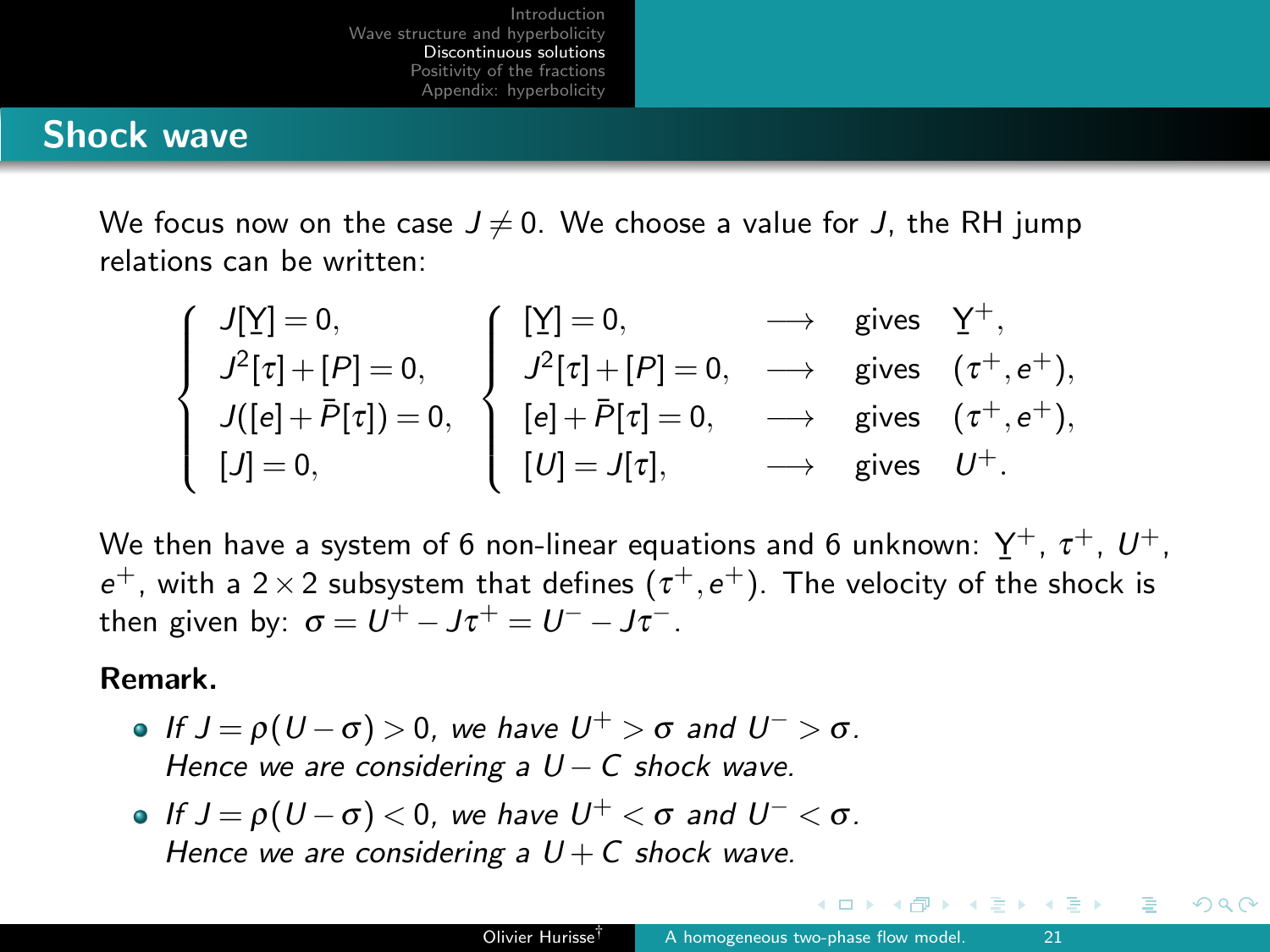## Shock wave

We focus now on the case $J \neq 0$. We choose a value for $J$, the RH jump relations can be written:

$$
\left\{
\begin{array}{l}
J[\underline{Y}] = 0, \\
J^2[\tau] + [P] = 0, \\
J([e] + \bar{P}[\tau]) = 0, \\
[J] = 0,
\end{array}
\right.
\quad
\left\{
\begin{array}{llll}
[\underline{Y}] = 0, & \longrightarrow & \text{gives} & \underline{Y}^+, \\
J^2[\tau] + [P] = 0, & \longrightarrow & \text{gives} & (\tau^+, e^+), \\
{[e]} + \bar{P}[\tau] = 0, & \longrightarrow & \text{gives} & (\tau^+, e^+), \\
{[U]} = J[\tau], & \longrightarrow & \text{gives} & U^+.
\end{array}
\right.
$$

We then have a system of 6 non-linear equations and 6 unknown: $\underline{Y}^+$, $\tau^+$, $U^+$, $e^+$, with a $2 \times 2$ subsystem that defines $(\tau^+, e^+)$. The velocity of the shock is then given by: $\sigma = U^+ - J\tau^+ = U^- - J\tau^-$.

**Remark.**

- *If $J = \rho(U - \sigma) > 0$, we have $U^+ > \sigma$ and $U^- > \sigma$. Hence we are considering a $U - C$ shock wave.*
- *If $J = \rho(U - \sigma) < 0$, we have $U^+ < \sigma$ and $U^- < \sigma$. Hence we are considering a $U + C$ shock wave.*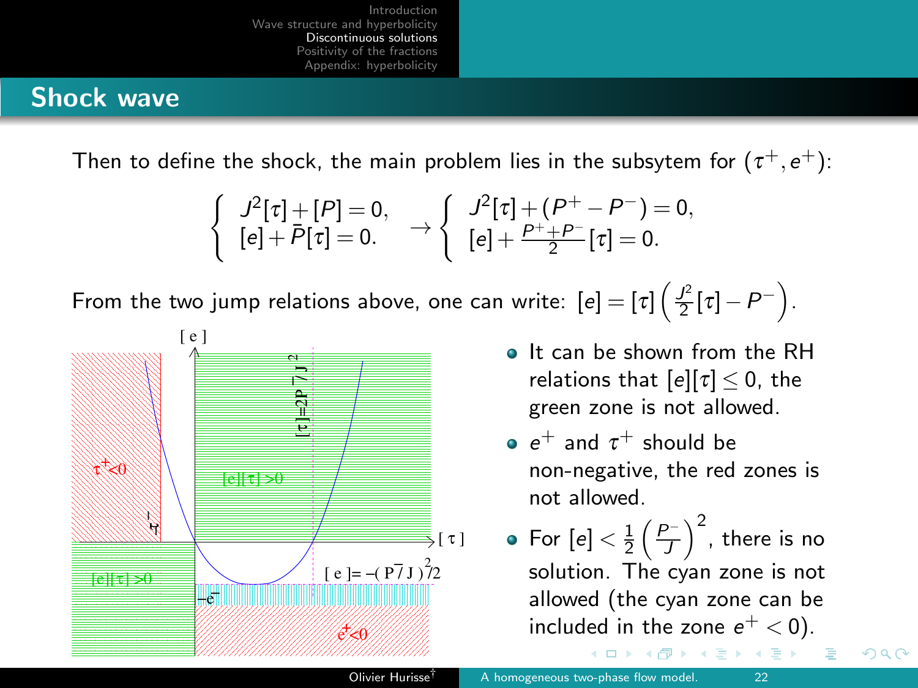## Shock wave

Then to define the shock, the main problem lies in the subsytem for $(\tau^+, e^+)$:

$$\left\{ \begin{array}{l} J^2[\tau] + [P] = 0, \\ [e] + \bar{P}[\tau] = 0. \end{array} \right. \rightarrow \left\{ \begin{array}{l} J^2[\tau] + (P^+ - P^-) = 0, \\ [e] + \frac{P^+ + P^-}{2}[\tau] = 0. \end{array} \right.$$

From the two jump relations above, one can write: $[e] = [\tau]\left(\frac{J^2}{2}[\tau] - P^-\right)$.

- It can be shown from the RH relations that $[e][\tau] \leq 0$, the green zone is not allowed.
- $e^+$ and $\tau^+$ should be non-negative, the red zones is not allowed.
- For $[e] < \frac{1}{2}\left(\frac{P^-}{J}\right)^2$, there is no solution. The cyan zone is not allowed (the cyan zone can be included in the zone $e^+ < 0$).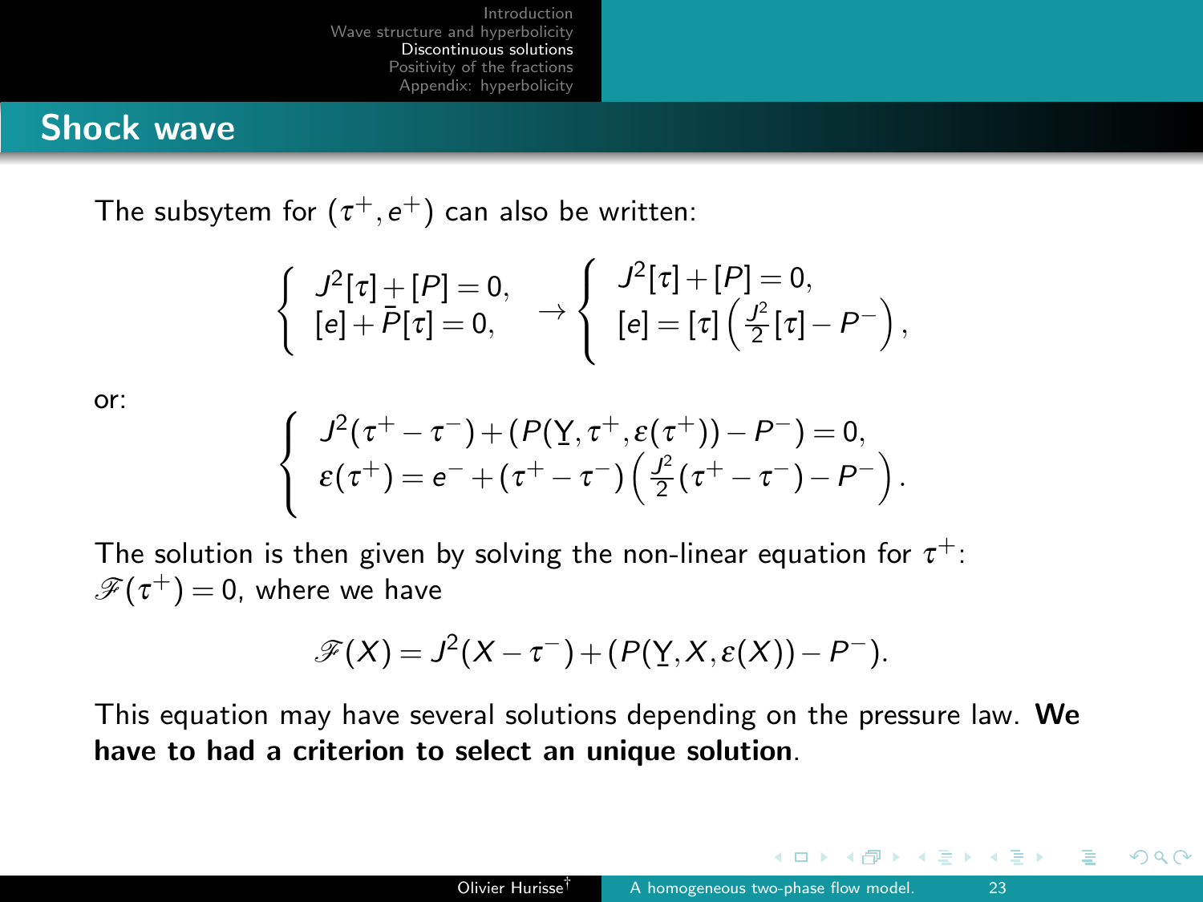## Shock wave

The subsytem for $(\tau^+, e^+)$ can also be written:

$$
\begin{cases} J^2[\tau] + [P] = 0, \\ [e] + \bar{P}[\tau] = 0, \end{cases} \rightarrow \begin{cases} J^2[\tau] + [P] = 0, \\ [e] = [\tau]\left(\frac{J^2}{2}[\tau] - P^-\right), \end{cases}
$$

or:

$$
\begin{cases} J^2(\tau^+ - \tau^-) + (P(\underline{Y}, \tau^+, \varepsilon(\tau^+)) - P^-) = 0, \\ \varepsilon(\tau^+) = e^- + (\tau^+ - \tau^-)\left(\frac{J^2}{2}(\tau^+ - \tau^-) - P^-\right). \end{cases}
$$

The solution is then given by solving the non-linear equation for $\tau^+$: $\mathscr{F}(\tau^+) = 0$, where we have

$$
\mathscr{F}(X) = J^2(X - \tau^-) + (P(\underline{Y}, X, \varepsilon(X)) - P^-).
$$

This equation may have several solutions depending on the pressure law. **We have to had a criterion to select an unique solution**.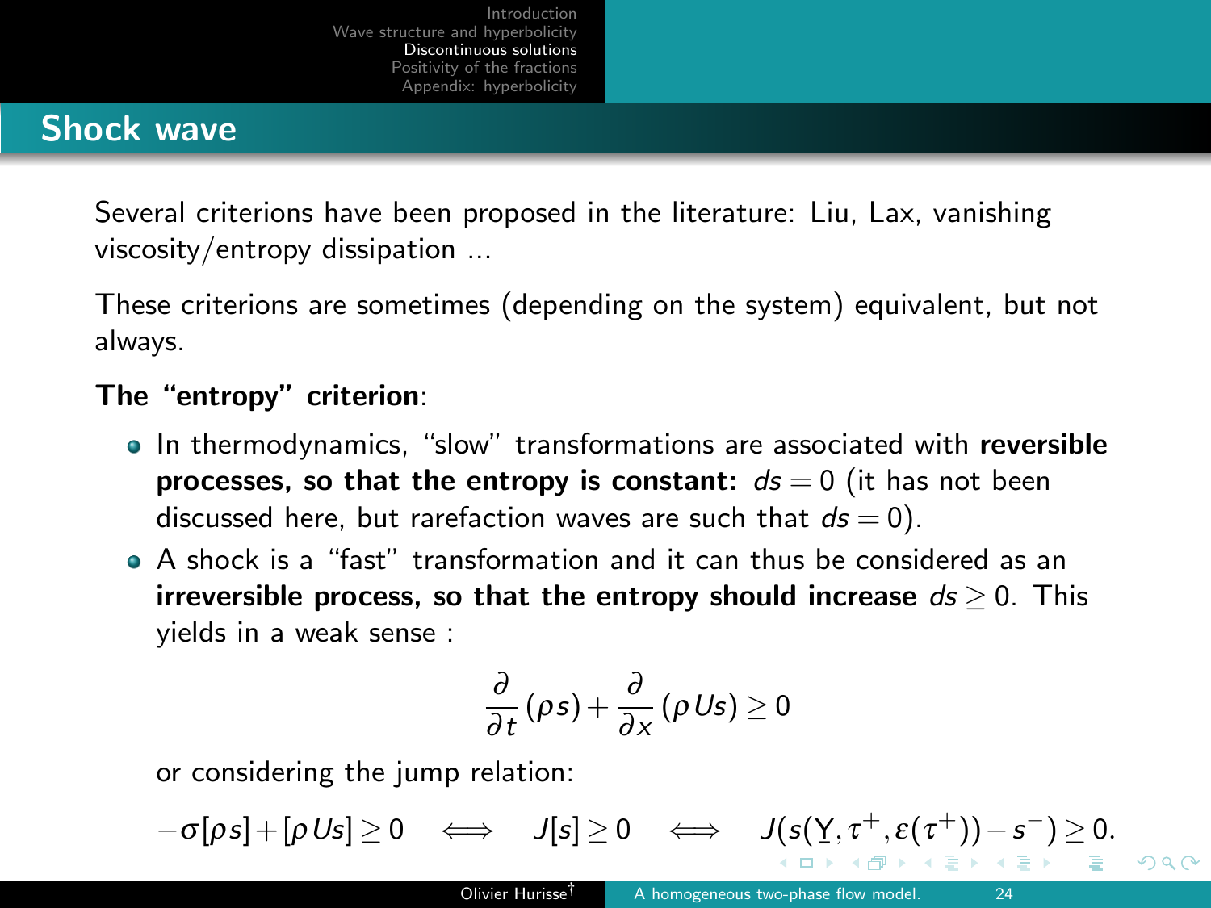## Shock wave

Several criterions have been proposed in the literature: Liu, Lax, vanishing viscosity/entropy dissipation ...

These criterions are sometimes (depending on the system) equivalent, but not always.

**The "entropy" criterion**:

- In thermodynamics, "slow" transformations are associated with **reversible processes, so that the entropy is constant:** $ds = 0$ (it has not been discussed here, but rarefaction waves are such that $ds = 0$).
- A shock is a "fast" transformation and it can thus be considered as an **irreversible process, so that the entropy should increase** $ds \geq 0$. This yields in a weak sense :

$$\frac{\partial}{\partial t}(\rho s) + \frac{\partial}{\partial x}(\rho U s) \geq 0$$

or considering the jump relation:

$$-\sigma[\rho s] + [\rho U s] \geq 0 \iff J[s] \geq 0 \iff J(s(\underline{Y}, \tau^+, \varepsilon(\tau^+)) - s^-) \geq 0.$$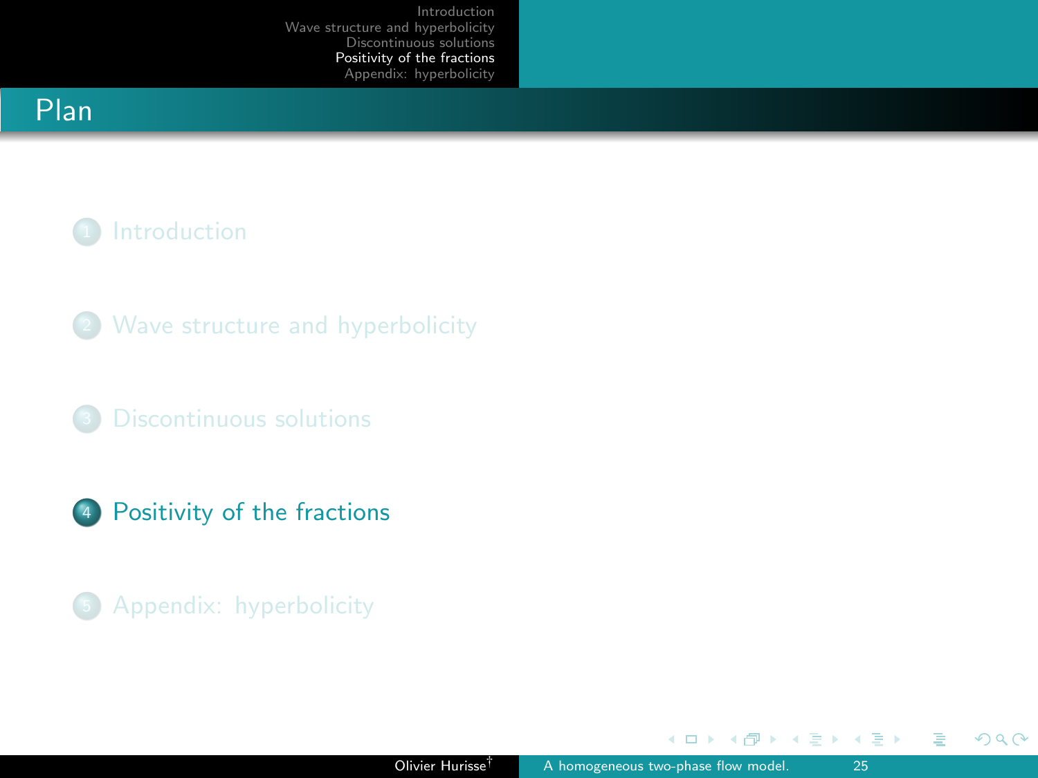# Plan

1. Introduction
2. Wave structure and hyperbolicity
3. Discontinuous solutions
4. Positivity of the fractions
5. Appendix: hyperbolicity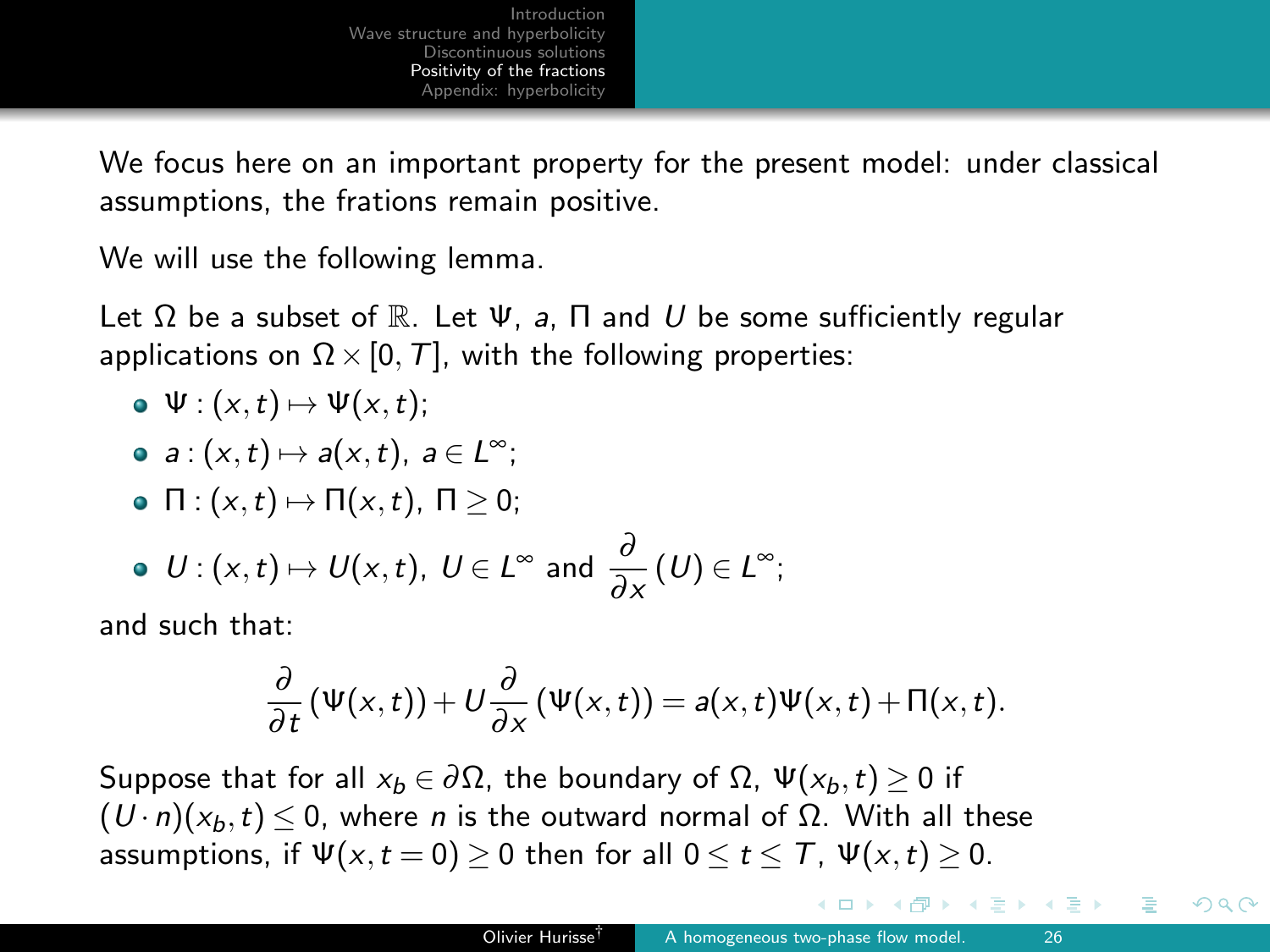We focus here on an important property for the present model: under classical assumptions, the frations remain positive.

We will use the following lemma.

Let $\Omega$ be a subset of $\mathbb{R}$. Let $\Psi$, $a$, $\Pi$ and $U$ be some sufficiently regular applications on $\Omega \times [0, T]$, with the following properties:

- $\Psi : (x,t) \mapsto \Psi(x,t)$;
- $a : (x,t) \mapsto a(x,t)$, $a \in L^{\infty}$;
- $\Pi : (x,t) \mapsto \Pi(x,t)$, $\Pi \geq 0$;
- $U : (x,t) \mapsto U(x,t)$, $U \in L^{\infty}$ and $\dfrac{\partial}{\partial x}(U) \in L^{\infty}$;

and such that:

$$\frac{\partial}{\partial t}(\Psi(x,t)) + U \frac{\partial}{\partial x}(\Psi(x,t)) = a(x,t)\Psi(x,t) + \Pi(x,t).$$

Suppose that for all $x_b \in \partial\Omega$, the boundary of $\Omega$, $\Psi(x_b, t) \geq 0$ if $(U \cdot n)(x_b, t) \leq 0$, where $n$ is the outward normal of $\Omega$. With all these assumptions, if $\Psi(x, t = 0) \geq 0$ then for all $0 \leq t \leq T$, $\Psi(x,t) \geq 0$.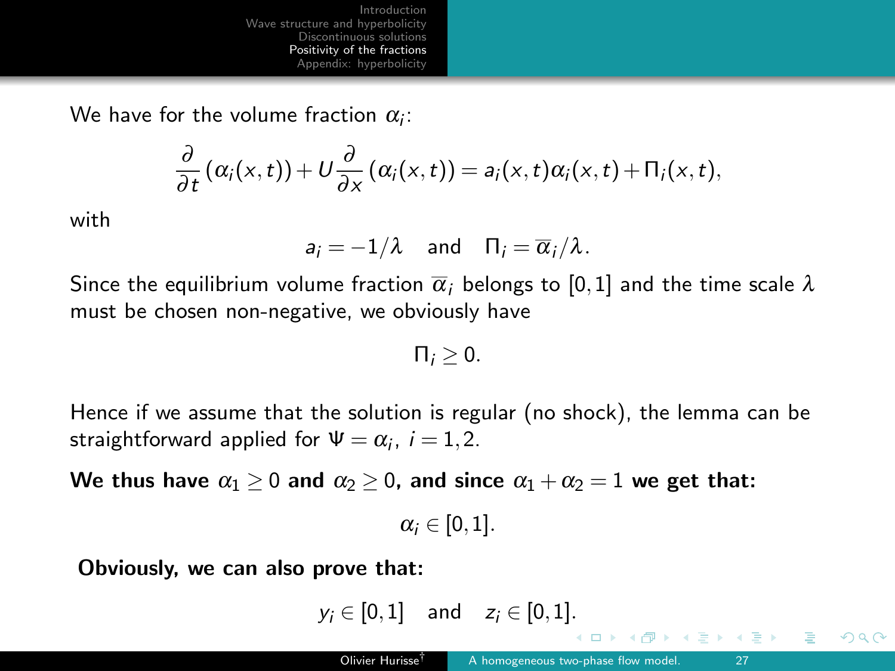We have for the volume fraction $\alpha_i$:

$$\frac{\partial}{\partial t}\left(\alpha_i(x,t)\right) + U\frac{\partial}{\partial x}\left(\alpha_i(x,t)\right) = a_i(x,t)\alpha_i(x,t) + \Pi_i(x,t),$$

with

$$a_i = -1/\lambda \quad \text{and} \quad \Pi_i = \overline{\alpha}_i/\lambda.$$

Since the equilibrium volume fraction $\overline{\alpha}_i$ belongs to $[0,1]$ and the time scale $\lambda$ must be chosen non-negative, we obviously have

$$\Pi_i \geq 0.$$

Hence if we assume that the solution is regular (no shock), the lemma can be straightforward applied for $\Psi = \alpha_i$, $i = 1,2$.

**We thus have $\alpha_1 \geq 0$ and $\alpha_2 \geq 0$, and since $\alpha_1 + \alpha_2 = 1$ we get that:**

$$\alpha_i \in [0,1].$$

**Obviously, we can also prove that:**

$$y_i \in [0,1] \quad \text{and} \quad z_i \in [0,1].$$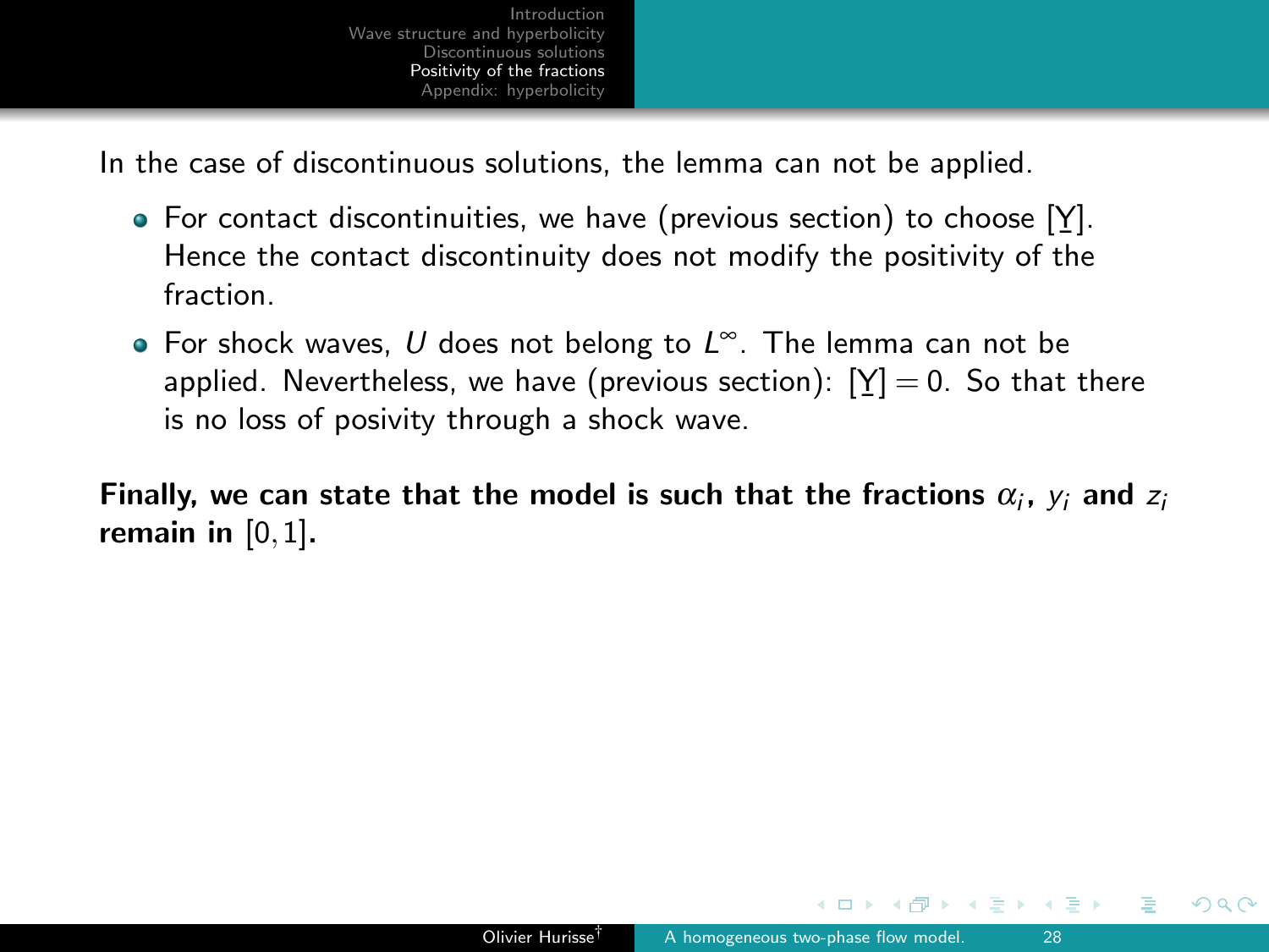In the case of discontinuous solutions, the lemma can not be applied.

- For contact discontinuities, we have (previous section) to choose $[\underline{Y}]$. Hence the contact discontinuity does not modify the positivity of the fraction.
- For shock waves, $U$ does not belong to $L^\infty$. The lemma can not be applied. Nevertheless, we have (previous section): $[\underline{Y}] = 0$. So that there is no loss of posivity through a shock wave.

**Finally, we can state that the model is such that the fractions $\alpha_i$, $y_i$ and $z_i$ remain in $[0, 1]$.**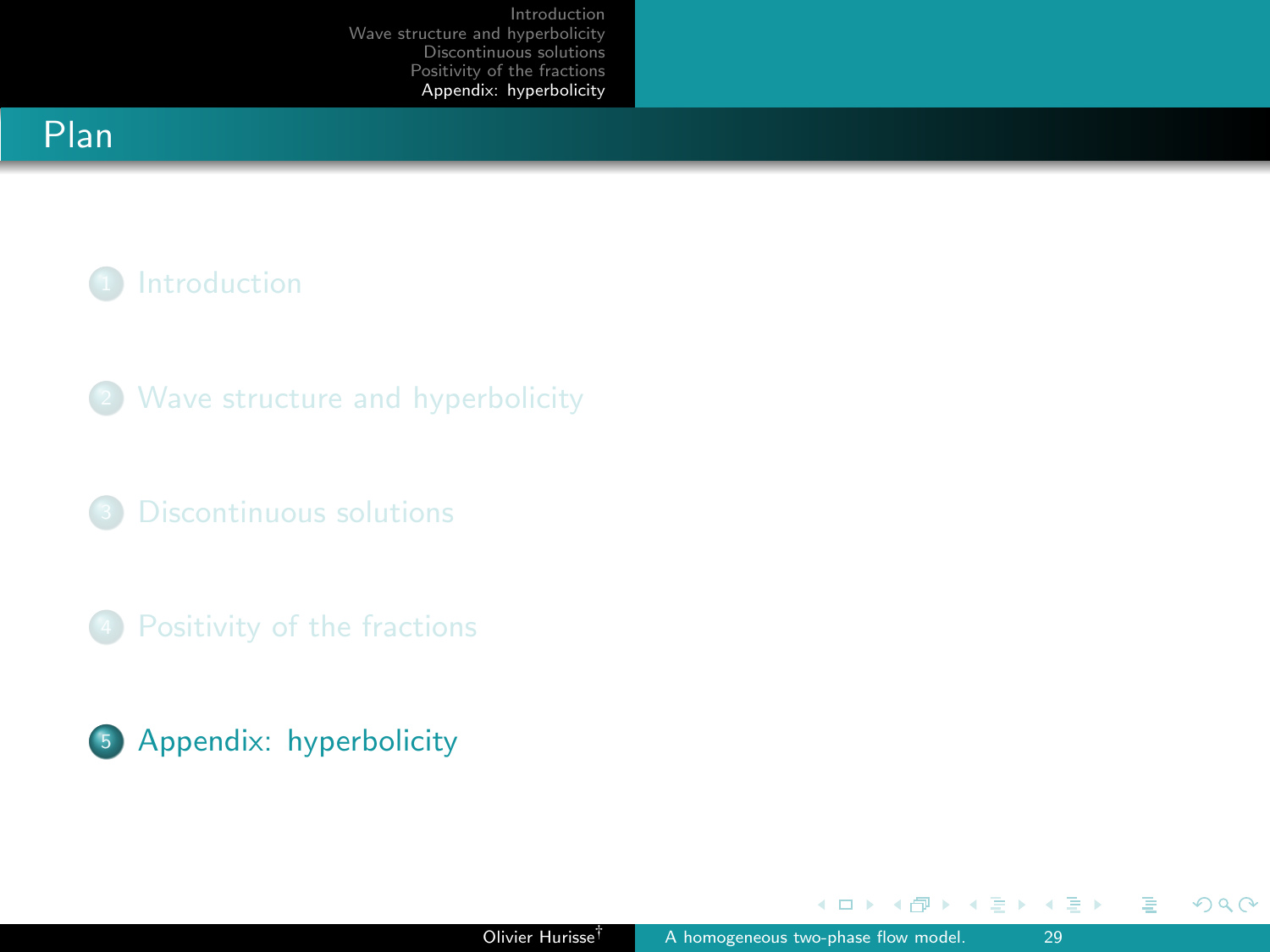# Plan

1. Introduction
2. Wave structure and hyperbolicity
3. Discontinuous solutions
4. Positivity of the fractions
5. Appendix: hyperbolicity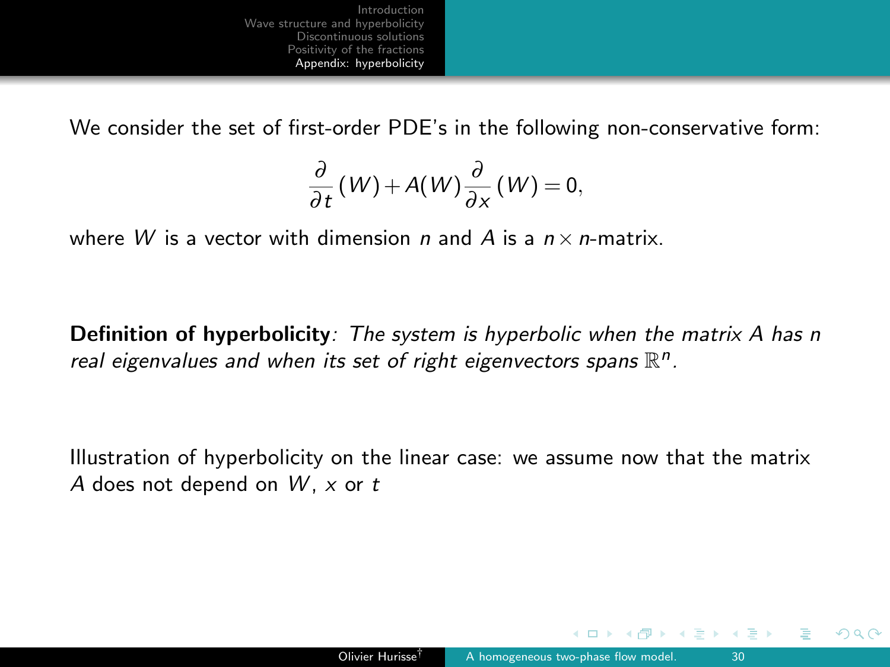We consider the set of first-order PDE's in the following non-conservative form:

$$\frac{\partial}{\partial t}(W) + A(W)\frac{\partial}{\partial x}(W) = 0,$$

where $W$ is a vector with dimension $n$ and $A$ is a $n \times n$-matrix.

**Definition of hyperbolicity**: *The system is hyperbolic when the matrix $A$ has $n$ real eigenvalues and when its set of right eigenvectors spans $\mathbb{R}^n$.*

Illustration of hyperbolicity on the linear case: we assume now that the matrix $A$ does not depend on $W$, $x$ or $t$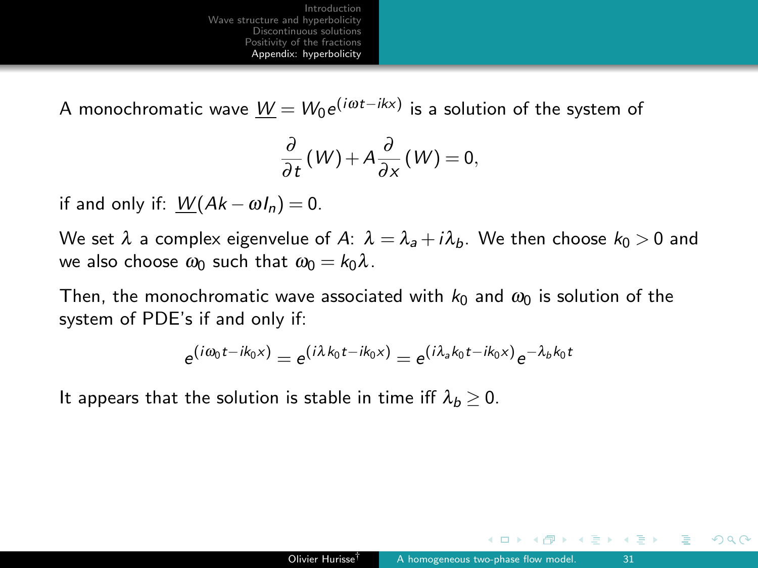A monochromatic wave $\underline{W} = W_0 e^{(i\omega t - ikx)}$ is a solution of the system of

$$\frac{\partial}{\partial t}(W) + A\frac{\partial}{\partial x}(W) = 0,$$

if and only if: $\underline{W}(Ak - \omega I_n) = 0$.

We set $\lambda$ a complex eigenvelue of $A$: $\lambda = \lambda_a + i\lambda_b$. We then choose $k_0 > 0$ and we also choose $\omega_0$ such that $\omega_0 = k_0\lambda$.

Then, the monochromatic wave associated with $k_0$ and $\omega_0$ is solution of the system of PDE's if and only if:

$$e^{(i\omega_0 t - ik_0 x)} = e^{(i\lambda k_0 t - ik_0 x)} = e^{(i\lambda_a k_0 t - ik_0 x)} e^{-\lambda_b k_0 t}$$

It appears that the solution is stable in time iff $\lambda_b \geq 0$.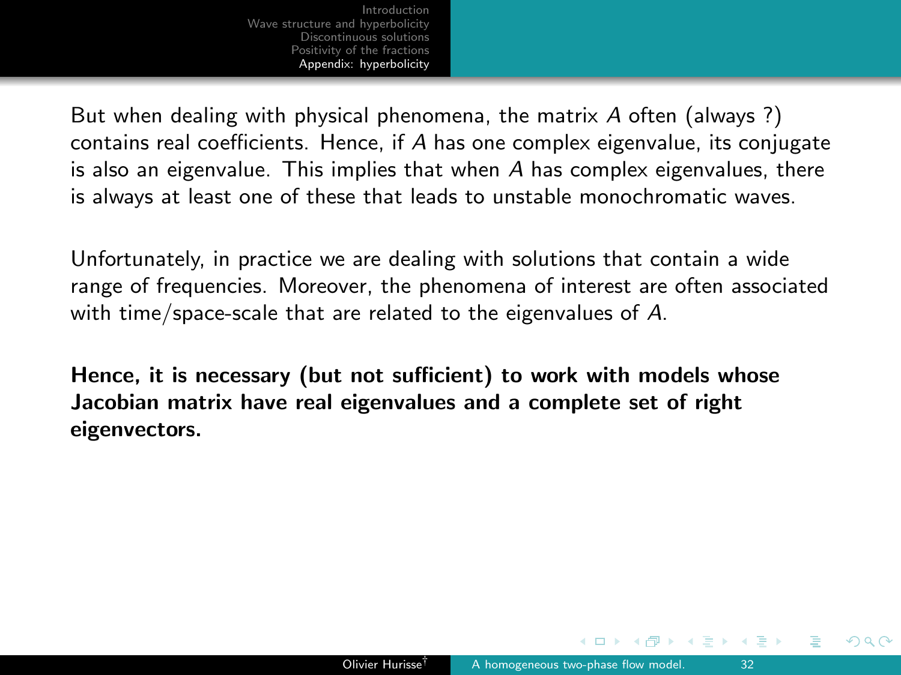But when dealing with physical phenomena, the matrix $A$ often (always ?) contains real coefficients. Hence, if $A$ has one complex eigenvalue, its conjugate is also an eigenvalue. This implies that when $A$ has complex eigenvalues, there is always at least one of these that leads to unstable monochromatic waves.

Unfortunately, in practice we are dealing with solutions that contain a wide range of frequencies. Moreover, the phenomena of interest are often associated with time/space-scale that are related to the eigenvalues of $A$.

**Hence, it is necessary (but not sufficient) to work with models whose Jacobian matrix have real eigenvalues and a complete set of right eigenvectors.**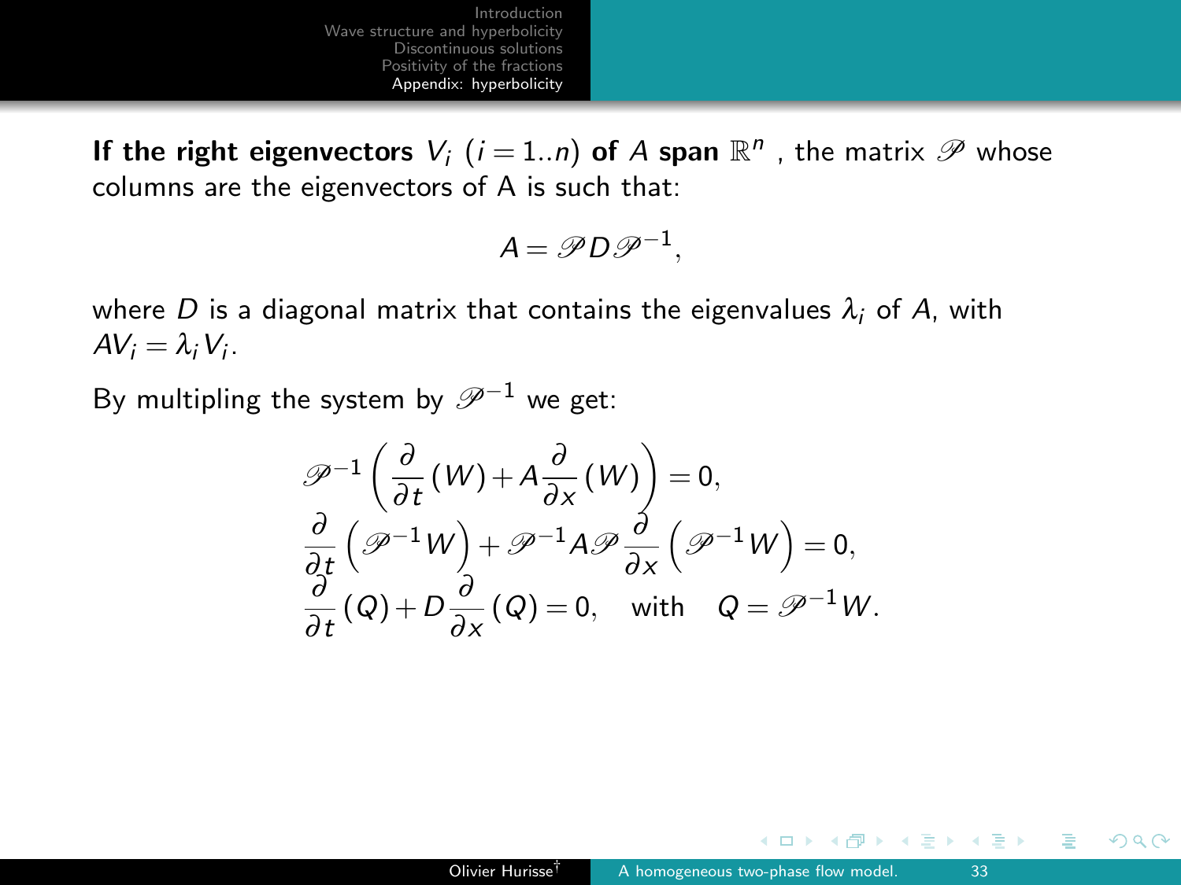**If the right eigenvectors $V_i$ ($i = 1..n$) of $A$ span $\mathbb{R}^n$**, the matrix $\mathscr{P}$ whose columns are the eigenvectors of A is such that:

$$A = \mathscr{P} D \mathscr{P}^{-1},$$

where $D$ is a diagonal matrix that contains the eigenvalues $\lambda_i$ of $A$, with $AV_i = \lambda_i V_i$.

By multipling the system by $\mathscr{P}^{-1}$ we get:

$$\mathscr{P}^{-1}\left(\frac{\partial}{\partial t}(W) + A\frac{\partial}{\partial x}(W)\right) = 0,$$
$$\frac{\partial}{\partial t}\left(\mathscr{P}^{-1}W\right) + \mathscr{P}^{-1}A\mathscr{P}\frac{\partial}{\partial x}\left(\mathscr{P}^{-1}W\right) = 0,$$
$$\frac{\partial}{\partial t}(Q) + D\frac{\partial}{\partial x}(Q) = 0, \quad \text{with} \quad Q = \mathscr{P}^{-1}W.$$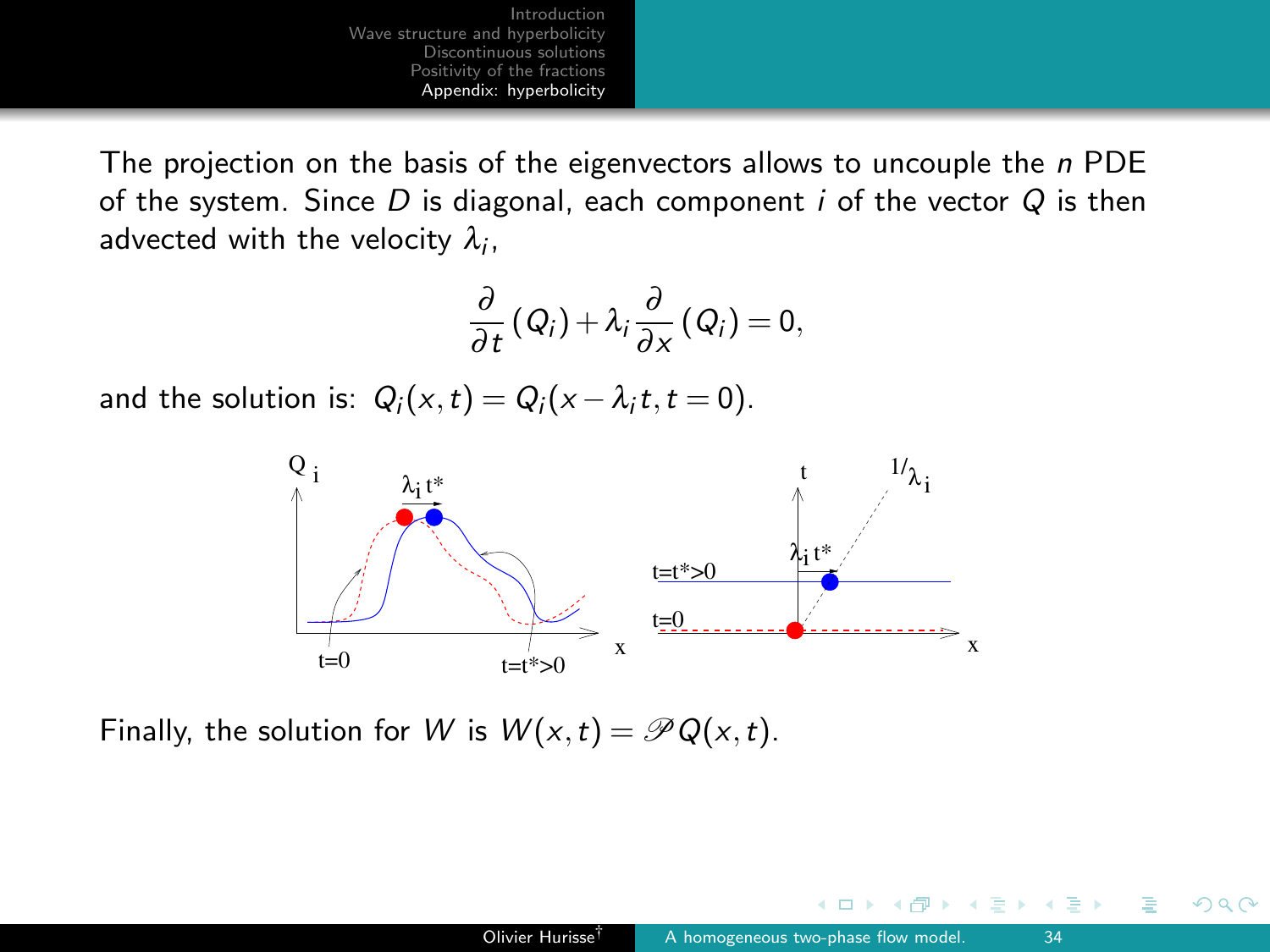The projection on the basis of the eigenvectors allows to uncouple the $n$ PDE of the system. Since $D$ is diagonal, each component $i$ of the vector $Q$ is then advected with the velocity $\lambda_i$,

$$\frac{\partial}{\partial t}(Q_i) + \lambda_i \frac{\partial}{\partial x}(Q_i) = 0,$$

and the solution is: $Q_i(x,t) = Q_i(x - \lambda_i t, t = 0)$.

Finally, the solution for $W$ is $W(x,t) = \mathscr{P}Q(x,t)$.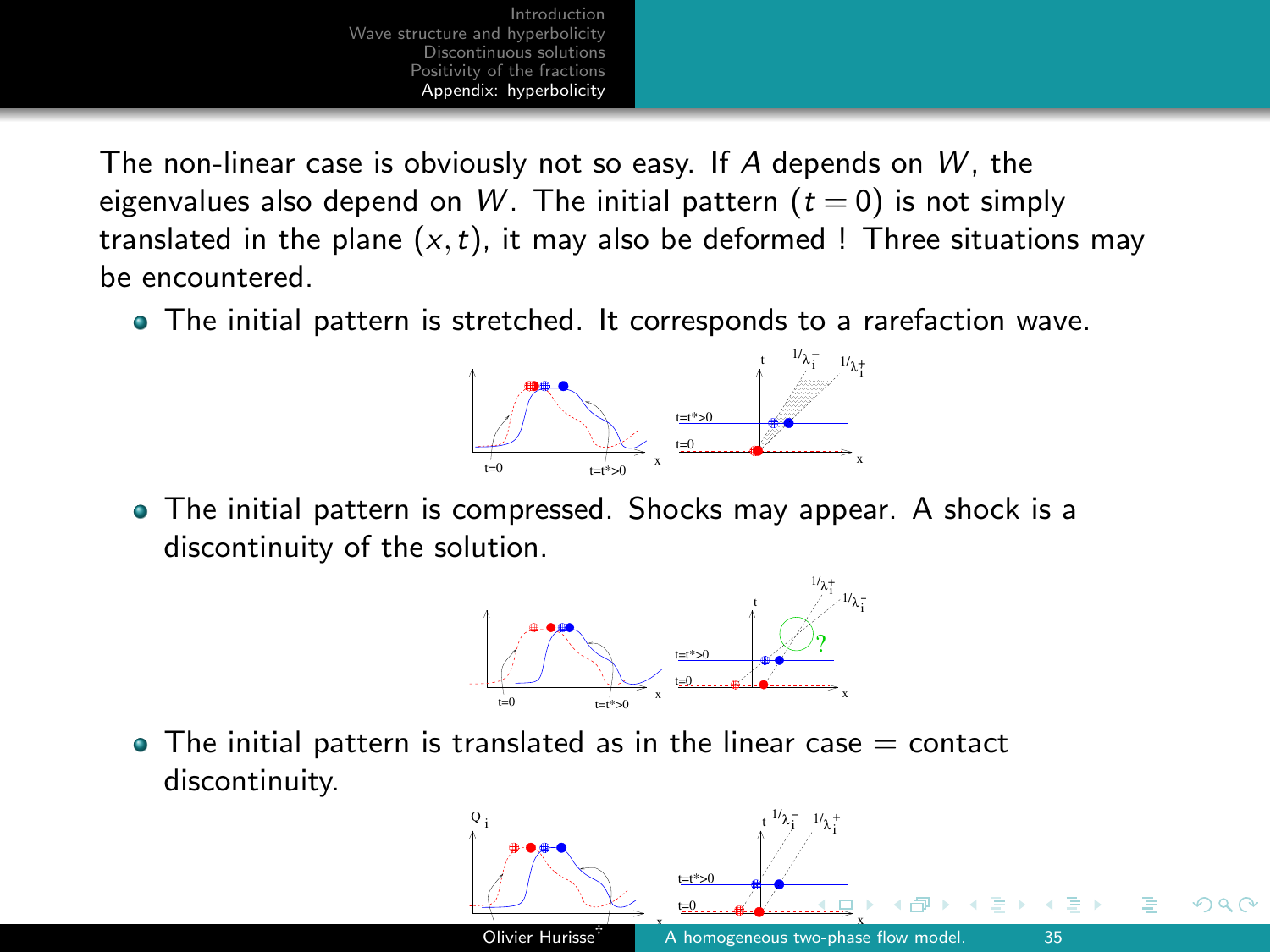The non-linear case is obviously not so easy. If $A$ depends on $W$, the eigenvalues also depend on $W$. The initial pattern ($t = 0$) is not simply translated in the plane $(x, t)$, it may also be deformed ! Three situations may be encountered.

- The initial pattern is stretched. It corresponds to a rarefaction wave.

t=0
t=t*>0
x
t
$1/\lambda_i^-$
$1/\lambda_i^+$
t=t*>0
t=0
x

- The initial pattern is compressed. Shocks may appear. A shock is a discontinuity of the solution.

t=0
t=t*>0
x
t
$1/\lambda_i^+$
$1/\lambda_i^-$
?
t=t*>0
t=0
x

- The initial pattern is translated as in the linear case = contact discontinuity.

$Q_i$
x
t
$1/\lambda_i^-$
$1/\lambda_i^+$
t=t*>0
t=0
x